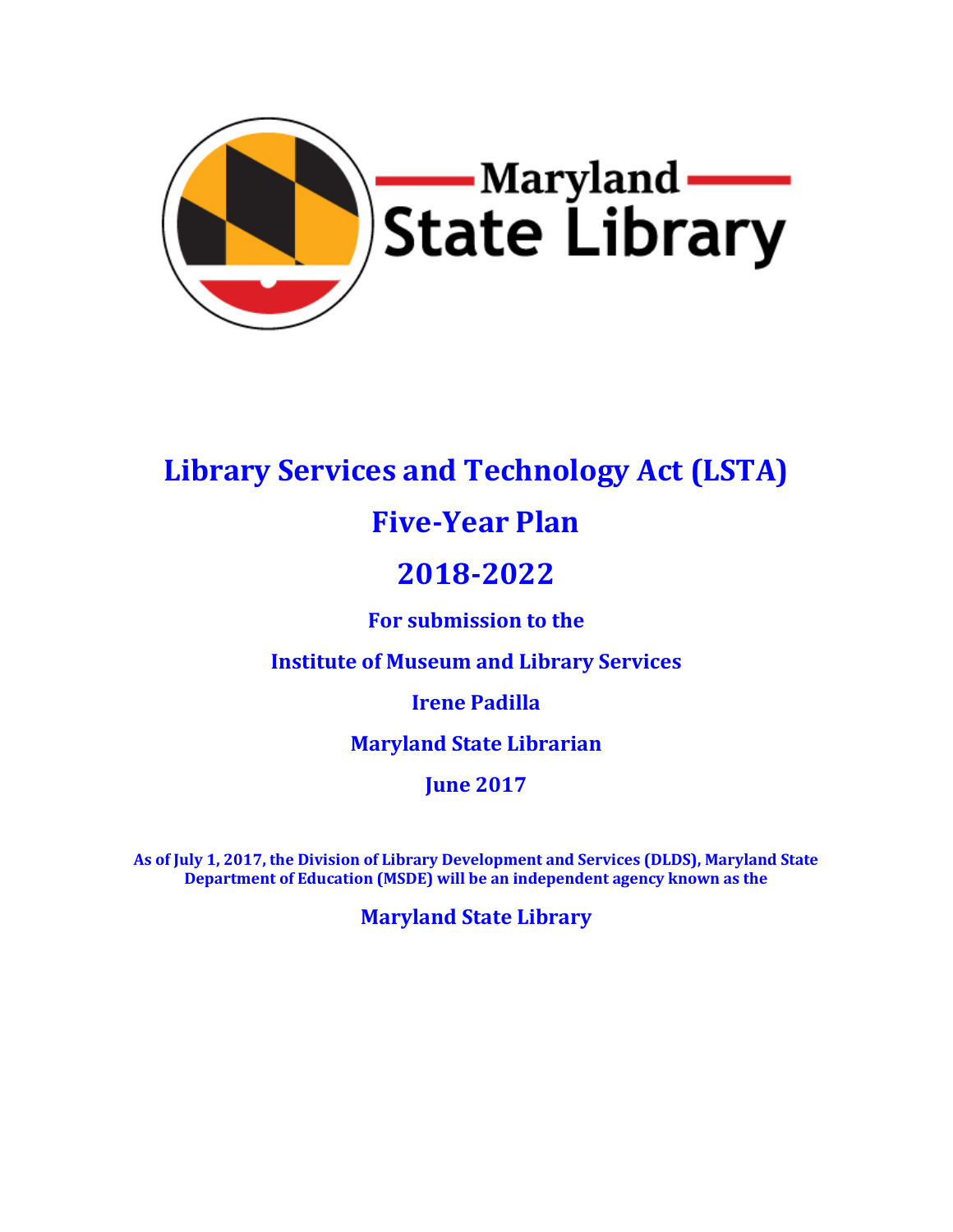Maryland State Library

# Library Services and Technology Act (LSTA)

# Five-Year Plan

# 2018-2022

**For submission to the**

**Institute of Museum and Library Services**

**Irene Padilla**

**Maryland State Librarian**

**June 2017**

**As of July 1, 2017, the Division of Library Development and Services (DLDS), Maryland State Department of Education (MSDE) will be an independent agency known as the**

**Maryland State Library**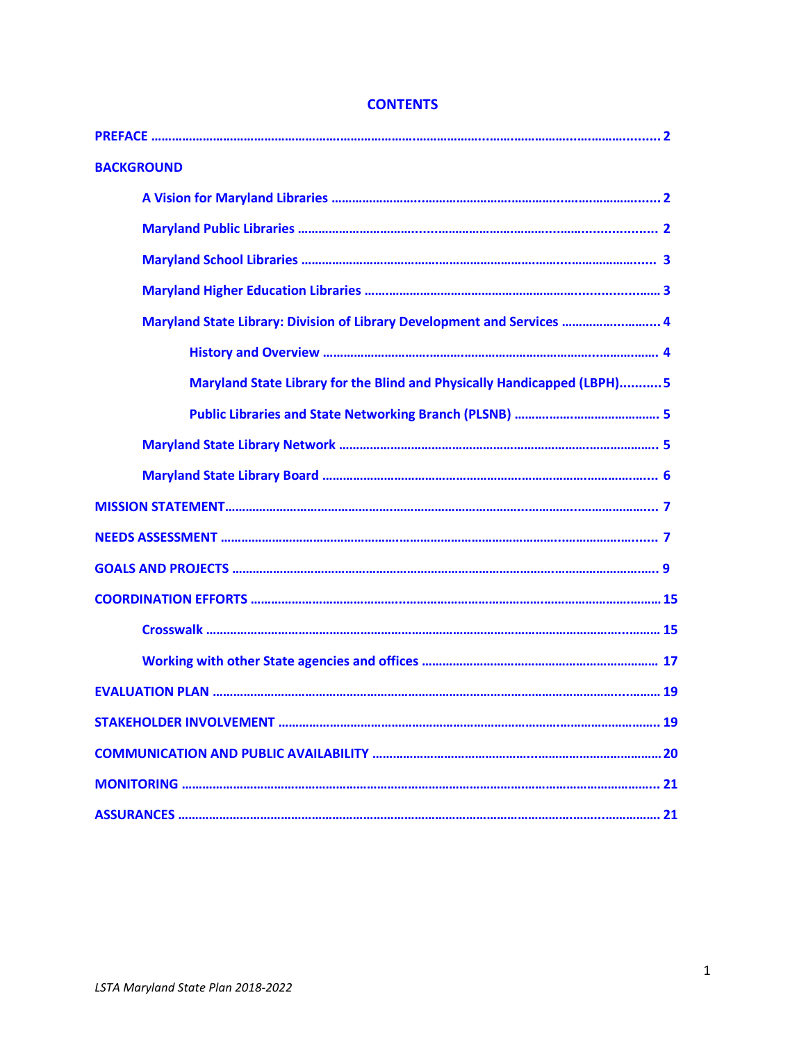# CONTENTS

PREFACE ........................................................................................................................................ 2

BACKGROUND

- A Vision for Maryland Libraries ...................................................................................... 2
- Maryland Public Libraries .............................................................................................. 2
- Maryland School Libraries ............................................................................................. 3
- Maryland Higher Education Libraries ............................................................................ 3
- Maryland State Library: Division of Library Development and Services ......................... 4
  - History and Overview ............................................................................................. 4
  - Maryland State Library for the Blind and Physically Handicapped (LBPH)........... 5
  - Public Libraries and State Networking Branch (PLSNB) ....................................... 5
- Maryland State Library Network .................................................................................... 5
- Maryland State Library Board ........................................................................................ 6

MISSION STATEMENT...................................................................................................................... 7

NEEDS ASSESSMENT ....................................................................................................................... 7

GOALS AND PROJECTS .................................................................................................................... 9

COORDINATION EFFORTS ............................................................................................................... 15

- Crosswalk ..................................................................................................................... 15
- Working with other State agencies and offices .............................................................. 17

EVALUATION PLAN ......................................................................................................................... 19

STAKEHOLDER INVOLVEMENT ........................................................................................................ 19

COMMUNICATION AND PUBLIC AVAILABILITY ............................................................................... 20

MONITORING .................................................................................................................................. 21

ASSURANCES ................................................................................................................................... 21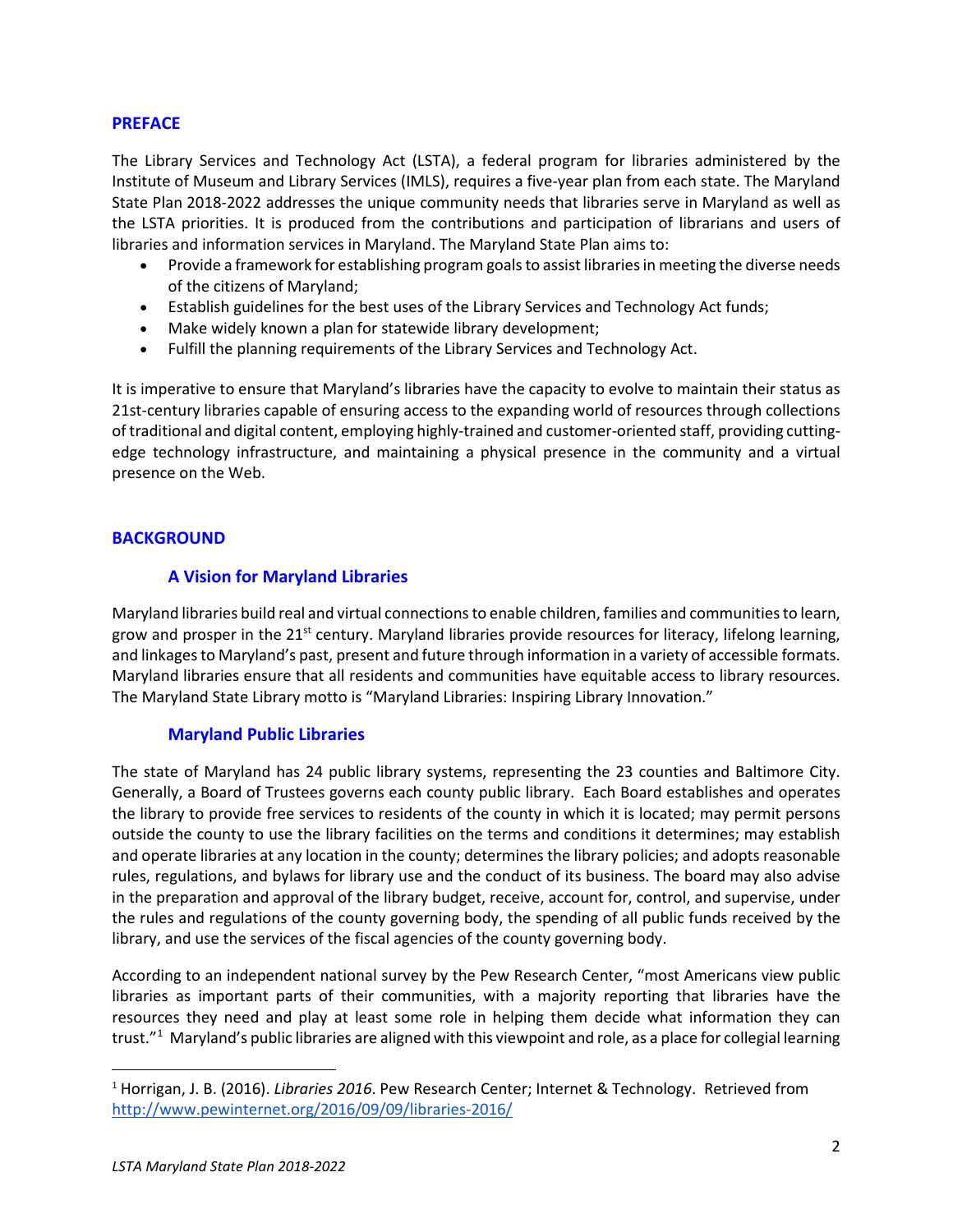## PREFACE

The Library Services and Technology Act (LSTA), a federal program for libraries administered by the Institute of Museum and Library Services (IMLS), requires a five-year plan from each state. The Maryland State Plan 2018-2022 addresses the unique community needs that libraries serve in Maryland as well as the LSTA priorities. It is produced from the contributions and participation of librarians and users of libraries and information services in Maryland. The Maryland State Plan aims to:

- Provide a framework for establishing program goals to assist libraries in meeting the diverse needs of the citizens of Maryland;
- Establish guidelines for the best uses of the Library Services and Technology Act funds;
- Make widely known a plan for statewide library development;
- Fulfill the planning requirements of the Library Services and Technology Act.

It is imperative to ensure that Maryland's libraries have the capacity to evolve to maintain their status as 21st-century libraries capable of ensuring access to the expanding world of resources through collections of traditional and digital content, employing highly-trained and customer-oriented staff, providing cutting-edge technology infrastructure, and maintaining a physical presence in the community and a virtual presence on the Web.

## BACKGROUND

### A Vision for Maryland Libraries

Maryland libraries build real and virtual connections to enable children, families and communities to learn, grow and prosper in the 21st century. Maryland libraries provide resources for literacy, lifelong learning, and linkages to Maryland's past, present and future through information in a variety of accessible formats. Maryland libraries ensure that all residents and communities have equitable access to library resources. The Maryland State Library motto is "Maryland Libraries: Inspiring Library Innovation."

### Maryland Public Libraries

The state of Maryland has 24 public library systems, representing the 23 counties and Baltimore City. Generally, a Board of Trustees governs each county public library. Each Board establishes and operates the library to provide free services to residents of the county in which it is located; may permit persons outside the county to use the library facilities on the terms and conditions it determines; may establish and operate libraries at any location in the county; determines the library policies; and adopts reasonable rules, regulations, and bylaws for library use and the conduct of its business. The board may also advise in the preparation and approval of the library budget, receive, account for, control, and supervise, under the rules and regulations of the county governing body, the spending of all public funds received by the library, and use the services of the fiscal agencies of the county governing body.

According to an independent national survey by the Pew Research Center, "most Americans view public libraries as important parts of their communities, with a majority reporting that libraries have the resources they need and play at least some role in helping them decide what information they can trust."[1] Maryland's public libraries are aligned with this viewpoint and role, as a place for collegial learning

[1] Horrigan, J. B. (2016). *Libraries 2016*. Pew Research Center; Internet & Technology. Retrieved from http://www.pewinternet.org/2016/09/09/libraries-2016/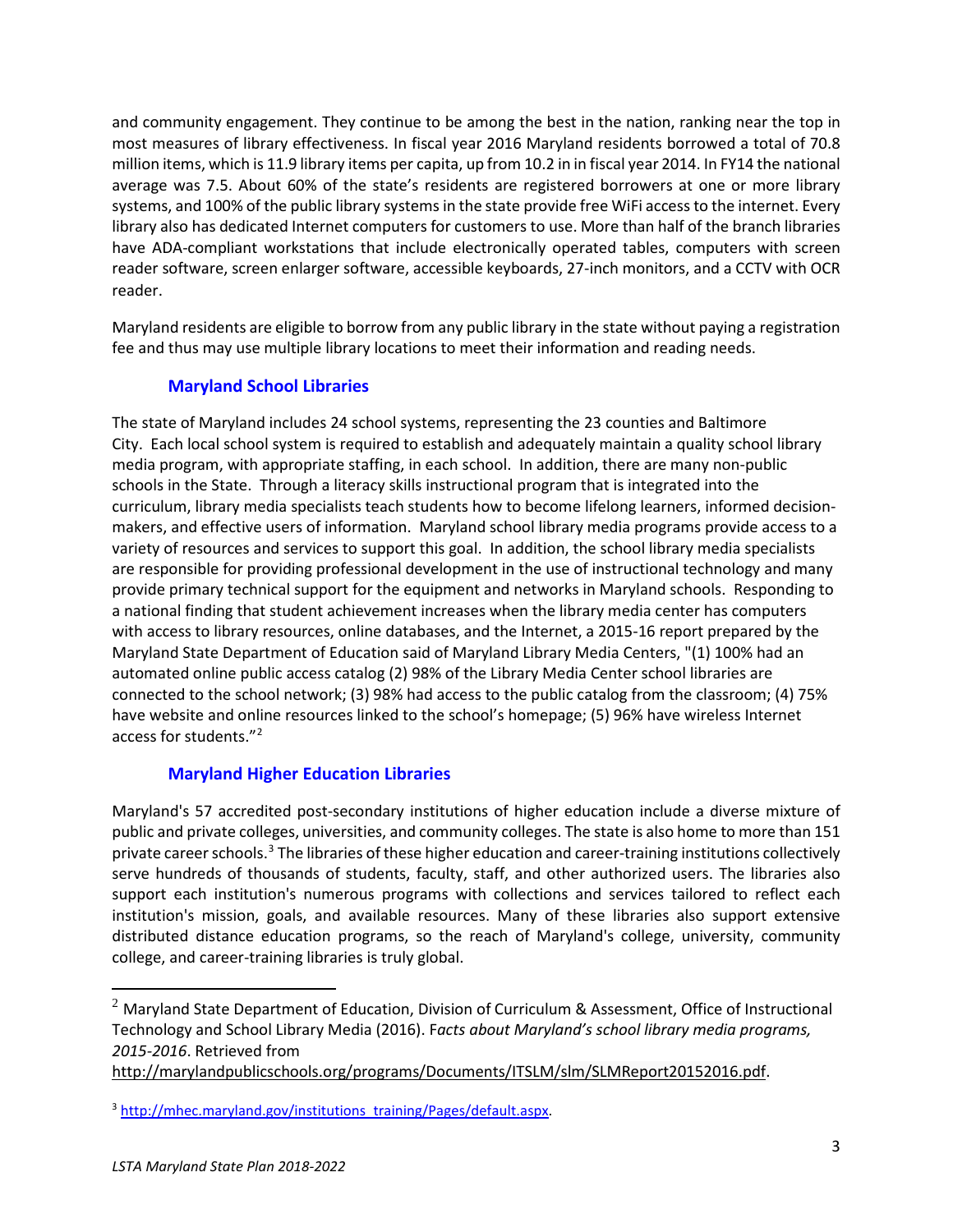and community engagement. They continue to be among the best in the nation, ranking near the top in most measures of library effectiveness. In fiscal year 2016 Maryland residents borrowed a total of 70.8 million items, which is 11.9 library items per capita, up from 10.2 in in fiscal year 2014. In FY14 the national average was 7.5. About 60% of the state's residents are registered borrowers at one or more library systems, and 100% of the public library systems in the state provide free WiFi access to the internet. Every library also has dedicated Internet computers for customers to use. More than half of the branch libraries have ADA-compliant workstations that include electronically operated tables, computers with screen reader software, screen enlarger software, accessible keyboards, 27-inch monitors, and a CCTV with OCR reader.

Maryland residents are eligible to borrow from any public library in the state without paying a registration fee and thus may use multiple library locations to meet their information and reading needs.

### Maryland School Libraries

The state of Maryland includes 24 school systems, representing the 23 counties and Baltimore City. Each local school system is required to establish and adequately maintain a quality school library media program, with appropriate staffing, in each school. In addition, there are many non-public schools in the State. Through a literacy skills instructional program that is integrated into the curriculum, library media specialists teach students how to become lifelong learners, informed decision-makers, and effective users of information. Maryland school library media programs provide access to a variety of resources and services to support this goal. In addition, the school library media specialists are responsible for providing professional development in the use of instructional technology and many provide primary technical support for the equipment and networks in Maryland schools. Responding to a national finding that student achievement increases when the library media center has computers with access to library resources, online databases, and the Internet, a 2015-16 report prepared by the Maryland State Department of Education said of Maryland Library Media Centers, "(1) 100% had an automated online public access catalog (2) 98% of the Library Media Center school libraries are connected to the school network; (3) 98% had access to the public catalog from the classroom; (4) 75% have website and online resources linked to the school's homepage; (5) 96% have wireless Internet access for students."[2]

### Maryland Higher Education Libraries

Maryland's 57 accredited post-secondary institutions of higher education include a diverse mixture of public and private colleges, universities, and community colleges. The state is also home to more than 151 private career schools.[3] The libraries of these higher education and career-training institutions collectively serve hundreds of thousands of students, faculty, staff, and other authorized users. The libraries also support each institution's numerous programs with collections and services tailored to reflect each institution's mission, goals, and available resources. Many of these libraries also support extensive distributed distance education programs, so the reach of Maryland's college, university, community college, and career-training libraries is truly global.

---

[2] Maryland State Department of Education, Division of Curriculum & Assessment, Office of Instructional Technology and School Library Media (2016). F*acts about Maryland's school library media programs, 2015-2016*. Retrieved from http://marylandpublicschools.org/programs/Documents/ITSLM/slm/SLMReport20152016.pdf.

[3] http://mhec.maryland.gov/institutions_training/Pages/default.aspx.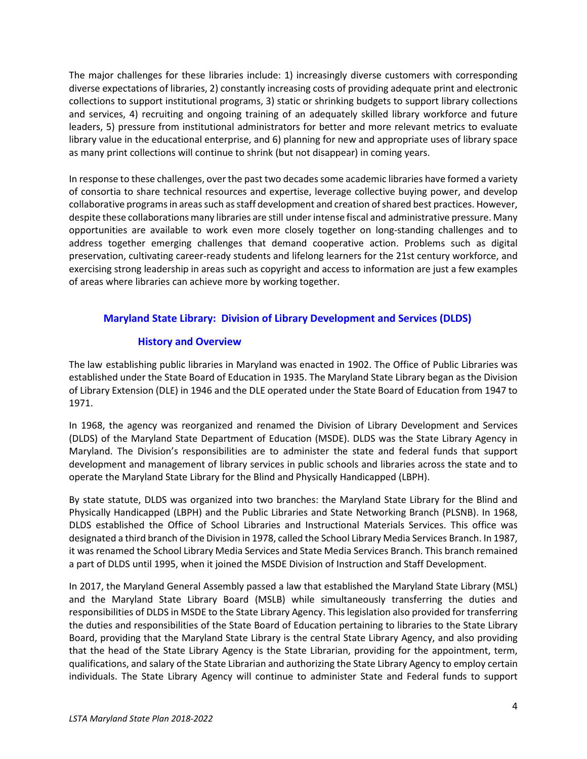The major challenges for these libraries include: 1) increasingly diverse customers with corresponding diverse expectations of libraries, 2) constantly increasing costs of providing adequate print and electronic collections to support institutional programs, 3) static or shrinking budgets to support library collections and services, 4) recruiting and ongoing training of an adequately skilled library workforce and future leaders, 5) pressure from institutional administrators for better and more relevant metrics to evaluate library value in the educational enterprise, and 6) planning for new and appropriate uses of library space as many print collections will continue to shrink (but not disappear) in coming years.

In response to these challenges, over the past two decades some academic libraries have formed a variety of consortia to share technical resources and expertise, leverage collective buying power, and develop collaborative programs in areas such as staff development and creation of shared best practices. However, despite these collaborations many libraries are still under intense fiscal and administrative pressure. Many opportunities are available to work even more closely together on long-standing challenges and to address together emerging challenges that demand cooperative action. Problems such as digital preservation, cultivating career-ready students and lifelong learners for the 21st century workforce, and exercising strong leadership in areas such as copyright and access to information are just a few examples of areas where libraries can achieve more by working together.

## Maryland State Library: Division of Library Development and Services (DLDS)

### History and Overview

The law establishing public libraries in Maryland was enacted in 1902. The Office of Public Libraries was established under the State Board of Education in 1935. The Maryland State Library began as the Division of Library Extension (DLE) in 1946 and the DLE operated under the State Board of Education from 1947 to 1971.

In 1968, the agency was reorganized and renamed the Division of Library Development and Services (DLDS) of the Maryland State Department of Education (MSDE). DLDS was the State Library Agency in Maryland. The Division's responsibilities are to administer the state and federal funds that support development and management of library services in public schools and libraries across the state and to operate the Maryland State Library for the Blind and Physically Handicapped (LBPH).

By state statute, DLDS was organized into two branches: the Maryland State Library for the Blind and Physically Handicapped (LBPH) and the Public Libraries and State Networking Branch (PLSNB). In 1968, DLDS established the Office of School Libraries and Instructional Materials Services. This office was designated a third branch of the Division in 1978, called the School Library Media Services Branch. In 1987, it was renamed the School Library Media Services and State Media Services Branch. This branch remained a part of DLDS until 1995, when it joined the MSDE Division of Instruction and Staff Development.

In 2017, the Maryland General Assembly passed a law that established the Maryland State Library (MSL) and the Maryland State Library Board (MSLB) while simultaneously transferring the duties and responsibilities of DLDS in MSDE to the State Library Agency. This legislation also provided for transferring the duties and responsibilities of the State Board of Education pertaining to libraries to the State Library Board, providing that the Maryland State Library is the central State Library Agency, and also providing that the head of the State Library Agency is the State Librarian, providing for the appointment, term, qualifications, and salary of the State Librarian and authorizing the State Library Agency to employ certain individuals. The State Library Agency will continue to administer State and Federal funds to support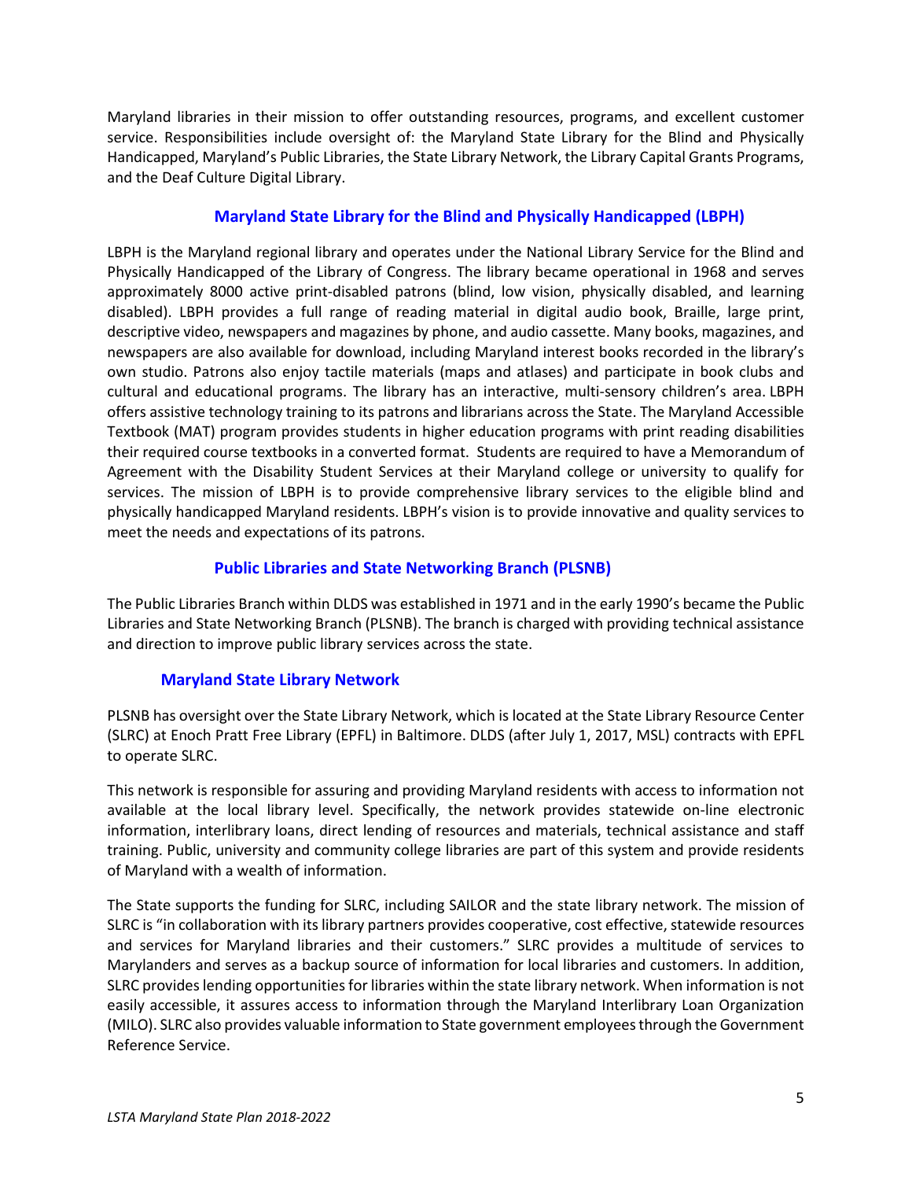Maryland libraries in their mission to offer outstanding resources, programs, and excellent customer service. Responsibilities include oversight of: the Maryland State Library for the Blind and Physically Handicapped, Maryland's Public Libraries, the State Library Network, the Library Capital Grants Programs, and the Deaf Culture Digital Library.

## Maryland State Library for the Blind and Physically Handicapped (LBPH)

LBPH is the Maryland regional library and operates under the National Library Service for the Blind and Physically Handicapped of the Library of Congress. The library became operational in 1968 and serves approximately 8000 active print-disabled patrons (blind, low vision, physically disabled, and learning disabled). LBPH provides a full range of reading material in digital audio book, Braille, large print, descriptive video, newspapers and magazines by phone, and audio cassette. Many books, magazines, and newspapers are also available for download, including Maryland interest books recorded in the library's own studio. Patrons also enjoy tactile materials (maps and atlases) and participate in book clubs and cultural and educational programs. The library has an interactive, multi-sensory children's area. LBPH offers assistive technology training to its patrons and librarians across the State. The Maryland Accessible Textbook (MAT) program provides students in higher education programs with print reading disabilities their required course textbooks in a converted format. Students are required to have a Memorandum of Agreement with the Disability Student Services at their Maryland college or university to qualify for services. The mission of LBPH is to provide comprehensive library services to the eligible blind and physically handicapped Maryland residents. LBPH's vision is to provide innovative and quality services to meet the needs and expectations of its patrons.

## Public Libraries and State Networking Branch (PLSNB)

The Public Libraries Branch within DLDS was established in 1971 and in the early 1990's became the Public Libraries and State Networking Branch (PLSNB). The branch is charged with providing technical assistance and direction to improve public library services across the state.

### Maryland State Library Network

PLSNB has oversight over the State Library Network, which is located at the State Library Resource Center (SLRC) at Enoch Pratt Free Library (EPFL) in Baltimore. DLDS (after July 1, 2017, MSL) contracts with EPFL to operate SLRC.

This network is responsible for assuring and providing Maryland residents with access to information not available at the local library level. Specifically, the network provides statewide on-line electronic information, interlibrary loans, direct lending of resources and materials, technical assistance and staff training. Public, university and community college libraries are part of this system and provide residents of Maryland with a wealth of information.

The State supports the funding for SLRC, including SAILOR and the state library network. The mission of SLRC is "in collaboration with its library partners provides cooperative, cost effective, statewide resources and services for Maryland libraries and their customers." SLRC provides a multitude of services to Marylanders and serves as a backup source of information for local libraries and customers. In addition, SLRC provides lending opportunities for libraries within the state library network. When information is not easily accessible, it assures access to information through the Maryland Interlibrary Loan Organization (MILO). SLRC also provides valuable information to State government employees through the Government Reference Service.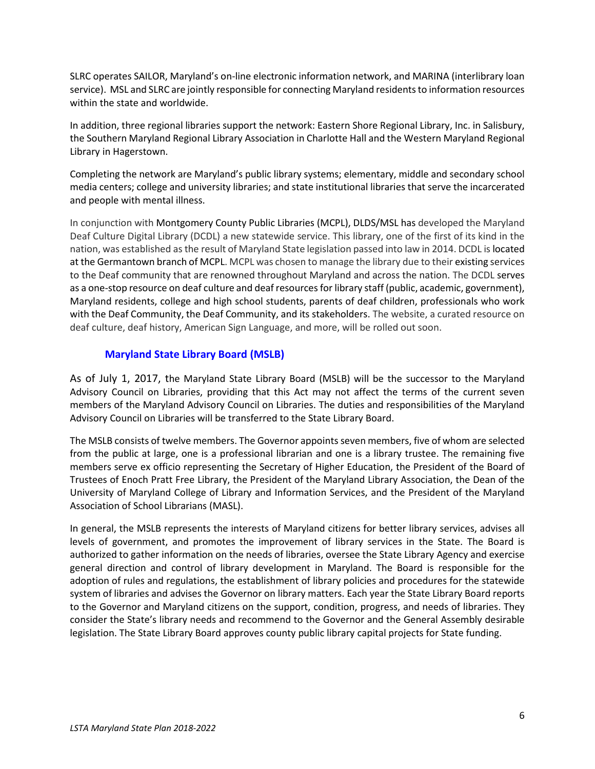SLRC operates SAILOR, Maryland's on-line electronic information network, and MARINA (interlibrary loan service). MSL and SLRC are jointly responsible for connecting Maryland residents to information resources within the state and worldwide.

In addition, three regional libraries support the network: Eastern Shore Regional Library, Inc. in Salisbury, the Southern Maryland Regional Library Association in Charlotte Hall and the Western Maryland Regional Library in Hagerstown.

Completing the network are Maryland's public library systems; elementary, middle and secondary school media centers; college and university libraries; and state institutional libraries that serve the incarcerated and people with mental illness.

In conjunction with Montgomery County Public Libraries (MCPL), DLDS/MSL has developed the Maryland Deaf Culture Digital Library (DCDL) a new statewide service. This library, one of the first of its kind in the nation, was established as the result of Maryland State legislation passed into law in 2014. DCDL is located at the Germantown branch of MCPL. MCPL was chosen to manage the library due to their existing services to the Deaf community that are renowned throughout Maryland and across the nation. The DCDL serves as a one-stop resource on deaf culture and deaf resources for library staff (public, academic, government), Maryland residents, college and high school students, parents of deaf children, professionals who work with the Deaf Community, the Deaf Community, and its stakeholders. The website, a curated resource on deaf culture, deaf history, American Sign Language, and more, will be rolled out soon.

### Maryland State Library Board (MSLB)

As of July 1, 2017, the Maryland State Library Board (MSLB) will be the successor to the Maryland Advisory Council on Libraries, providing that this Act may not affect the terms of the current seven members of the Maryland Advisory Council on Libraries. The duties and responsibilities of the Maryland Advisory Council on Libraries will be transferred to the State Library Board.

The MSLB consists of twelve members. The Governor appoints seven members, five of whom are selected from the public at large, one is a professional librarian and one is a library trustee. The remaining five members serve ex officio representing the Secretary of Higher Education, the President of the Board of Trustees of Enoch Pratt Free Library, the President of the Maryland Library Association, the Dean of the University of Maryland College of Library and Information Services, and the President of the Maryland Association of School Librarians (MASL).

In general, the MSLB represents the interests of Maryland citizens for better library services, advises all levels of government, and promotes the improvement of library services in the State. The Board is authorized to gather information on the needs of libraries, oversee the State Library Agency and exercise general direction and control of library development in Maryland. The Board is responsible for the adoption of rules and regulations, the establishment of library policies and procedures for the statewide system of libraries and advises the Governor on library matters. Each year the State Library Board reports to the Governor and Maryland citizens on the support, condition, progress, and needs of libraries. They consider the State's library needs and recommend to the Governor and the General Assembly desirable legislation. The State Library Board approves county public library capital projects for State funding.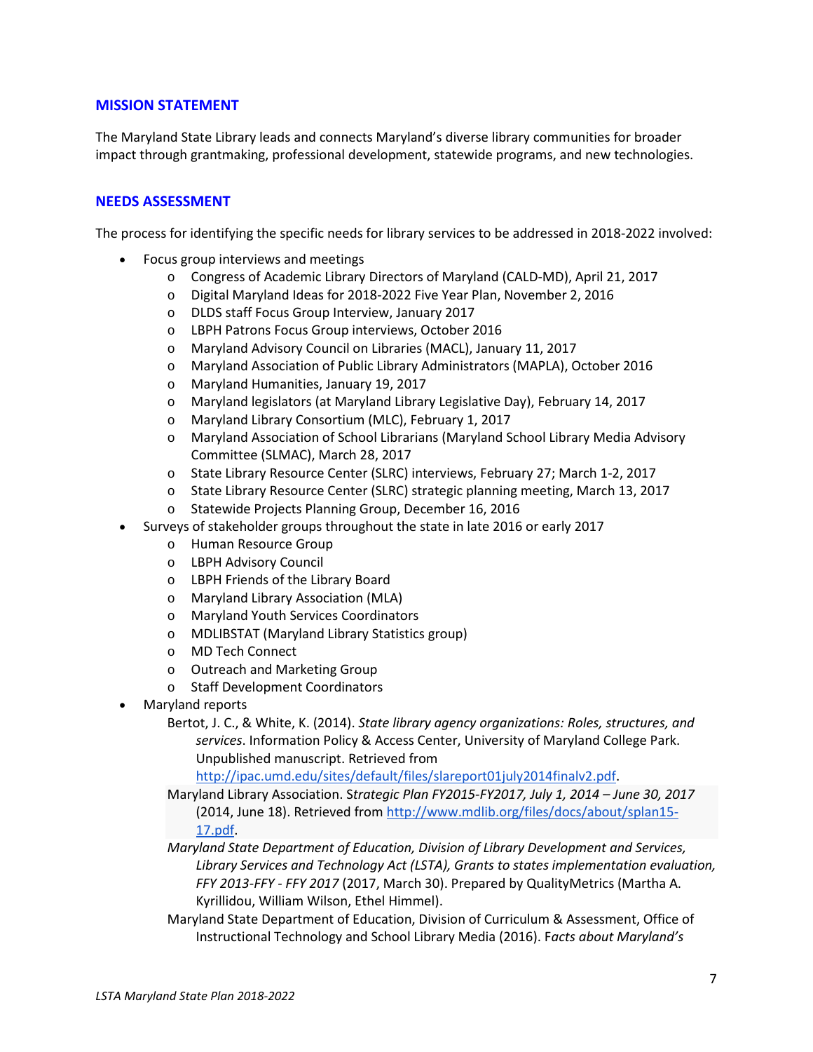## MISSION STATEMENT

The Maryland State Library leads and connects Maryland's diverse library communities for broader impact through grantmaking, professional development, statewide programs, and new technologies.

## NEEDS ASSESSMENT

The process for identifying the specific needs for library services to be addressed in 2018-2022 involved:

- Focus group interviews and meetings
  - Congress of Academic Library Directors of Maryland (CALD-MD), April 21, 2017
  - Digital Maryland Ideas for 2018-2022 Five Year Plan, November 2, 2016
  - DLDS staff Focus Group Interview, January 2017
  - LBPH Patrons Focus Group interviews, October 2016
  - Maryland Advisory Council on Libraries (MACL), January 11, 2017
  - Maryland Association of Public Library Administrators (MAPLA), October 2016
  - Maryland Humanities, January 19, 2017
  - Maryland legislators (at Maryland Library Legislative Day), February 14, 2017
  - Maryland Library Consortium (MLC), February 1, 2017
  - Maryland Association of School Librarians (Maryland School Library Media Advisory Committee (SLMAC), March 28, 2017
  - State Library Resource Center (SLRC) interviews, February 27; March 1-2, 2017
  - State Library Resource Center (SLRC) strategic planning meeting, March 13, 2017
  - Statewide Projects Planning Group, December 16, 2016
- Surveys of stakeholder groups throughout the state in late 2016 or early 2017
  - Human Resource Group
  - LBPH Advisory Council
  - LBPH Friends of the Library Board
  - Maryland Library Association (MLA)
  - Maryland Youth Services Coordinators
  - MDLIBSTAT (Maryland Library Statistics group)
  - MD Tech Connect
  - Outreach and Marketing Group
  - Staff Development Coordinators
- Maryland reports

  Bertot, J. C., & White, K. (2014). *State library agency organizations: Roles, structures, and services*. Information Policy & Access Center, University of Maryland College Park. Unpublished manuscript. Retrieved from http://ipac.umd.edu/sites/default/files/slareport01july2014finalv2.pdf.

  Maryland Library Association. S*trategic Plan FY2015-FY2017, July 1, 2014 – June 30, 2017* (2014, June 18). Retrieved from http://www.mdlib.org/files/docs/about/splan15-17.pdf.

  *Maryland State Department of Education, Division of Library Development and Services, Library Services and Technology Act (LSTA), Grants to states implementation evaluation, FFY 2013-FFY - FFY 2017* (2017, March 30). Prepared by QualityMetrics (Martha A. Kyrillidou, William Wilson, Ethel Himmel).

  Maryland State Department of Education, Division of Curriculum & Assessment, Office of Instructional Technology and School Library Media (2016). F*acts about Maryland's*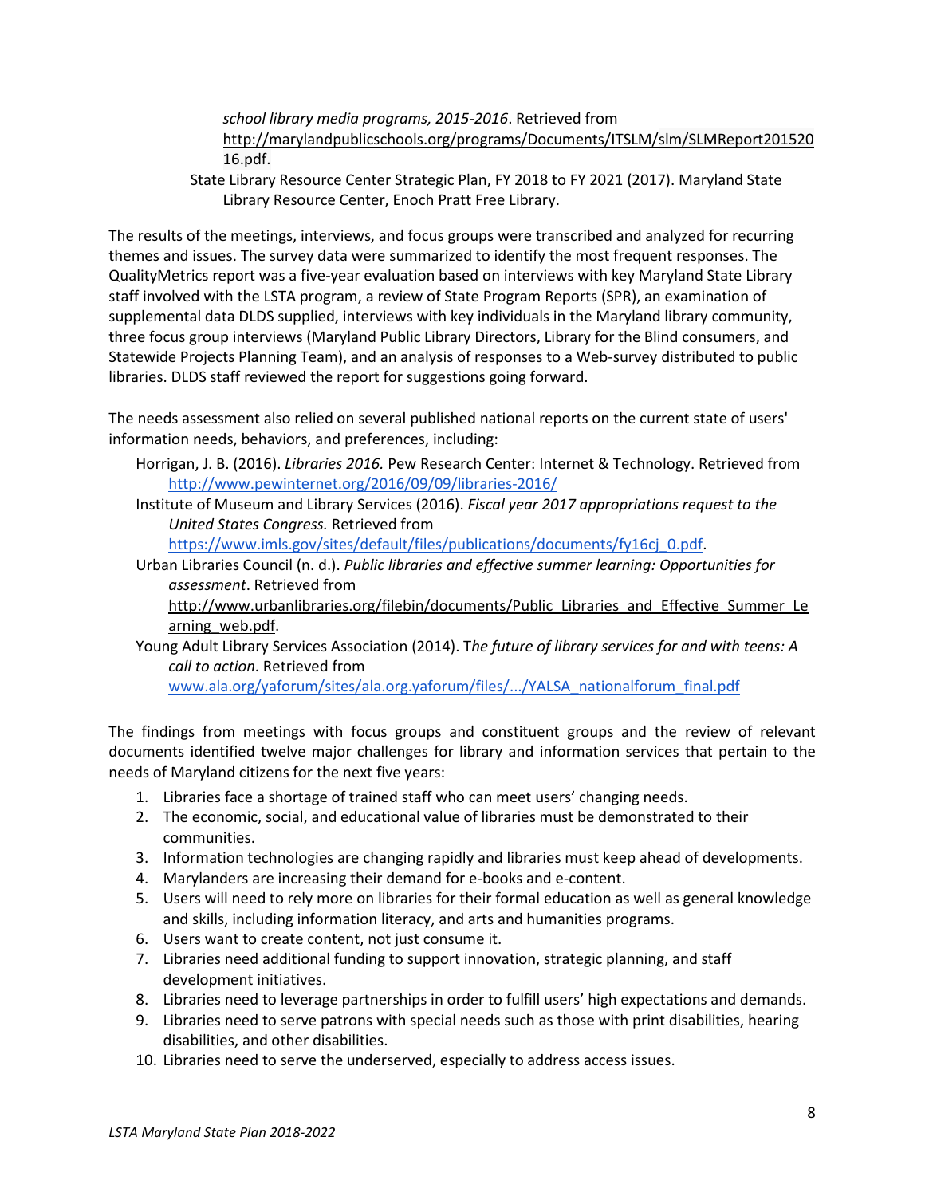*school library media programs, 2015-2016*. Retrieved from http://marylandpublicschools.org/programs/Documents/ITSLM/slm/SLMReport20152016.pdf.

State Library Resource Center Strategic Plan, FY 2018 to FY 2021 (2017). Maryland State Library Resource Center, Enoch Pratt Free Library.

The results of the meetings, interviews, and focus groups were transcribed and analyzed for recurring themes and issues. The survey data were summarized to identify the most frequent responses. The QualityMetrics report was a five-year evaluation based on interviews with key Maryland State Library staff involved with the LSTA program, a review of State Program Reports (SPR), an examination of supplemental data DLDS supplied, interviews with key individuals in the Maryland library community, three focus group interviews (Maryland Public Library Directors, Library for the Blind consumers, and Statewide Projects Planning Team), and an analysis of responses to a Web-survey distributed to public libraries. DLDS staff reviewed the report for suggestions going forward.

The needs assessment also relied on several published national reports on the current state of users' information needs, behaviors, and preferences, including:

Horrigan, J. B. (2016). *Libraries 2016.* Pew Research Center: Internet & Technology. Retrieved from http://www.pewinternet.org/2016/09/09/libraries-2016/

Institute of Museum and Library Services (2016). *Fiscal year 2017 appropriations request to the United States Congress.* Retrieved from https://www.imls.gov/sites/default/files/publications/documents/fy16cj_0.pdf.

Urban Libraries Council (n. d.). *Public libraries and effective summer learning: Opportunities for assessment*. Retrieved from http://www.urbanlibraries.org/filebin/documents/Public_Libraries_and_Effective_Summer_Learning_web.pdf.

Young Adult Library Services Association (2014). T*he future of library services for and with teens: A call to action*. Retrieved from www.ala.org/yaforum/sites/ala.org.yaforum/files/.../YALSA_nationalforum_final.pdf

The findings from meetings with focus groups and constituent groups and the review of relevant documents identified twelve major challenges for library and information services that pertain to the needs of Maryland citizens for the next five years:

1. Libraries face a shortage of trained staff who can meet users' changing needs.
2. The economic, social, and educational value of libraries must be demonstrated to their communities.
3. Information technologies are changing rapidly and libraries must keep ahead of developments.
4. Marylanders are increasing their demand for e-books and e-content.
5. Users will need to rely more on libraries for their formal education as well as general knowledge and skills, including information literacy, and arts and humanities programs.
6. Users want to create content, not just consume it.
7. Libraries need additional funding to support innovation, strategic planning, and staff development initiatives.
8. Libraries need to leverage partnerships in order to fulfill users' high expectations and demands.
9. Libraries need to serve patrons with special needs such as those with print disabilities, hearing disabilities, and other disabilities.
10. Libraries need to serve the underserved, especially to address access issues.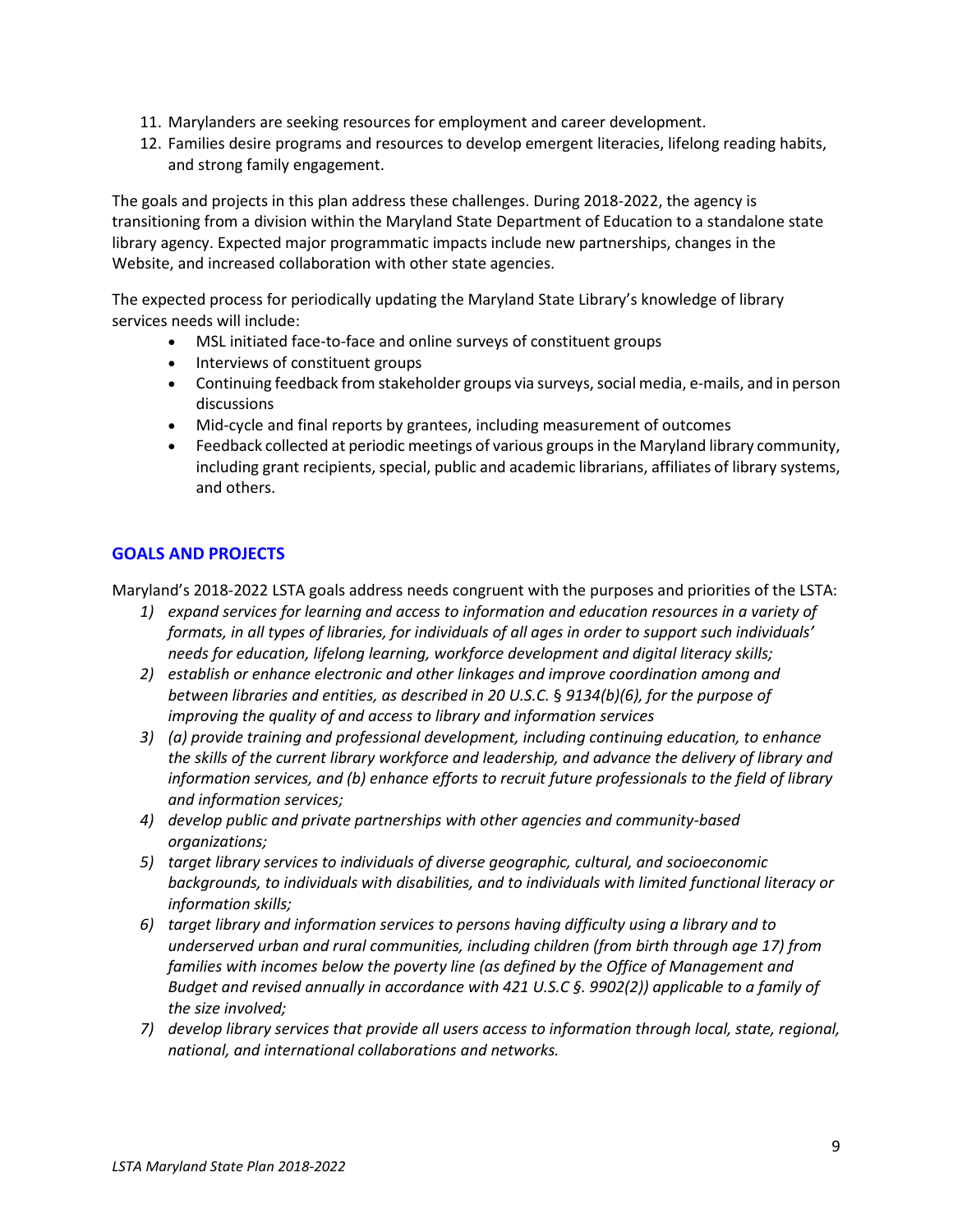11. Marylanders are seeking resources for employment and career development.
12. Families desire programs and resources to develop emergent literacies, lifelong reading habits, and strong family engagement.

The goals and projects in this plan address these challenges. During 2018-2022, the agency is transitioning from a division within the Maryland State Department of Education to a standalone state library agency. Expected major programmatic impacts include new partnerships, changes in the Website, and increased collaboration with other state agencies.

The expected process for periodically updating the Maryland State Library's knowledge of library services needs will include:

- MSL initiated face-to-face and online surveys of constituent groups
- Interviews of constituent groups
- Continuing feedback from stakeholder groups via surveys, social media, e-mails, and in person discussions
- Mid-cycle and final reports by grantees, including measurement of outcomes
- Feedback collected at periodic meetings of various groups in the Maryland library community, including grant recipients, special, public and academic librarians, affiliates of library systems, and others.

## GOALS AND PROJECTS

Maryland's 2018-2022 LSTA goals address needs congruent with the purposes and priorities of the LSTA:

1) *expand services for learning and access to information and education resources in a variety of formats, in all types of libraries, for individuals of all ages in order to support such individuals' needs for education, lifelong learning, workforce development and digital literacy skills;*
2) *establish or enhance electronic and other linkages and improve coordination among and between libraries and entities, as described in 20 U.S.C. § 9134(b)(6), for the purpose of improving the quality of and access to library and information services*
3) *(a) provide training and professional development, including continuing education, to enhance the skills of the current library workforce and leadership, and advance the delivery of library and information services, and (b) enhance efforts to recruit future professionals to the field of library and information services;*
4) *develop public and private partnerships with other agencies and community-based organizations;*
5) *target library services to individuals of diverse geographic, cultural, and socioeconomic backgrounds, to individuals with disabilities, and to individuals with limited functional literacy or information skills;*
6) *target library and information services to persons having difficulty using a library and to underserved urban and rural communities, including children (from birth through age 17) from families with incomes below the poverty line (as defined by the Office of Management and Budget and revised annually in accordance with 421 U.S.C §. 9902(2)) applicable to a family of the size involved;*
7) *develop library services that provide all users access to information through local, state, regional, national, and international collaborations and networks.*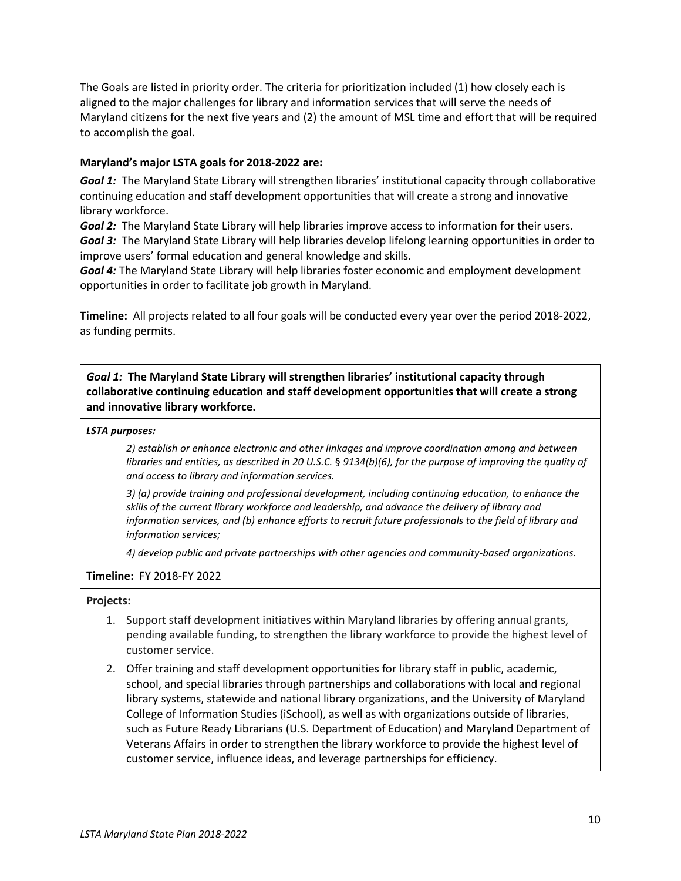The Goals are listed in priority order. The criteria for prioritization included (1) how closely each is aligned to the major challenges for library and information services that will serve the needs of Maryland citizens for the next five years and (2) the amount of MSL time and effort that will be required to accomplish the goal.

**Maryland's major LSTA goals for 2018-2022 are:**

***Goal 1:*** The Maryland State Library will strengthen libraries' institutional capacity through collaborative continuing education and staff development opportunities that will create a strong and innovative library workforce.

***Goal 2:*** The Maryland State Library will help libraries improve access to information for their users.

***Goal 3:*** The Maryland State Library will help libraries develop lifelong learning opportunities in order to improve users' formal education and general knowledge and skills.

***Goal 4:*** The Maryland State Library will help libraries foster economic and employment development opportunities in order to facilitate job growth in Maryland.

**Timeline:** All projects related to all four goals will be conducted every year over the period 2018-2022, as funding permits.

***Goal 1:*** **The Maryland State Library will strengthen libraries' institutional capacity through collaborative continuing education and staff development opportunities that will create a strong and innovative library workforce.**

***LSTA purposes:***

*2) establish or enhance electronic and other linkages and improve coordination among and between libraries and entities, as described in 20 U.S.C. § 9134(b)(6), for the purpose of improving the quality of and access to library and information services.*

*3) (a) provide training and professional development, including continuing education, to enhance the skills of the current library workforce and leadership, and advance the delivery of library and information services, and (b) enhance efforts to recruit future professionals to the field of library and information services;*

*4) develop public and private partnerships with other agencies and community-based organizations.*

**Timeline:** FY 2018-FY 2022

**Projects:**

1. Support staff development initiatives within Maryland libraries by offering annual grants, pending available funding, to strengthen the library workforce to provide the highest level of customer service.
2. Offer training and staff development opportunities for library staff in public, academic, school, and special libraries through partnerships and collaborations with local and regional library systems, statewide and national library organizations, and the University of Maryland College of Information Studies (iSchool), as well as with organizations outside of libraries, such as Future Ready Librarians (U.S. Department of Education) and Maryland Department of Veterans Affairs in order to strengthen the library workforce to provide the highest level of customer service, influence ideas, and leverage partnerships for efficiency.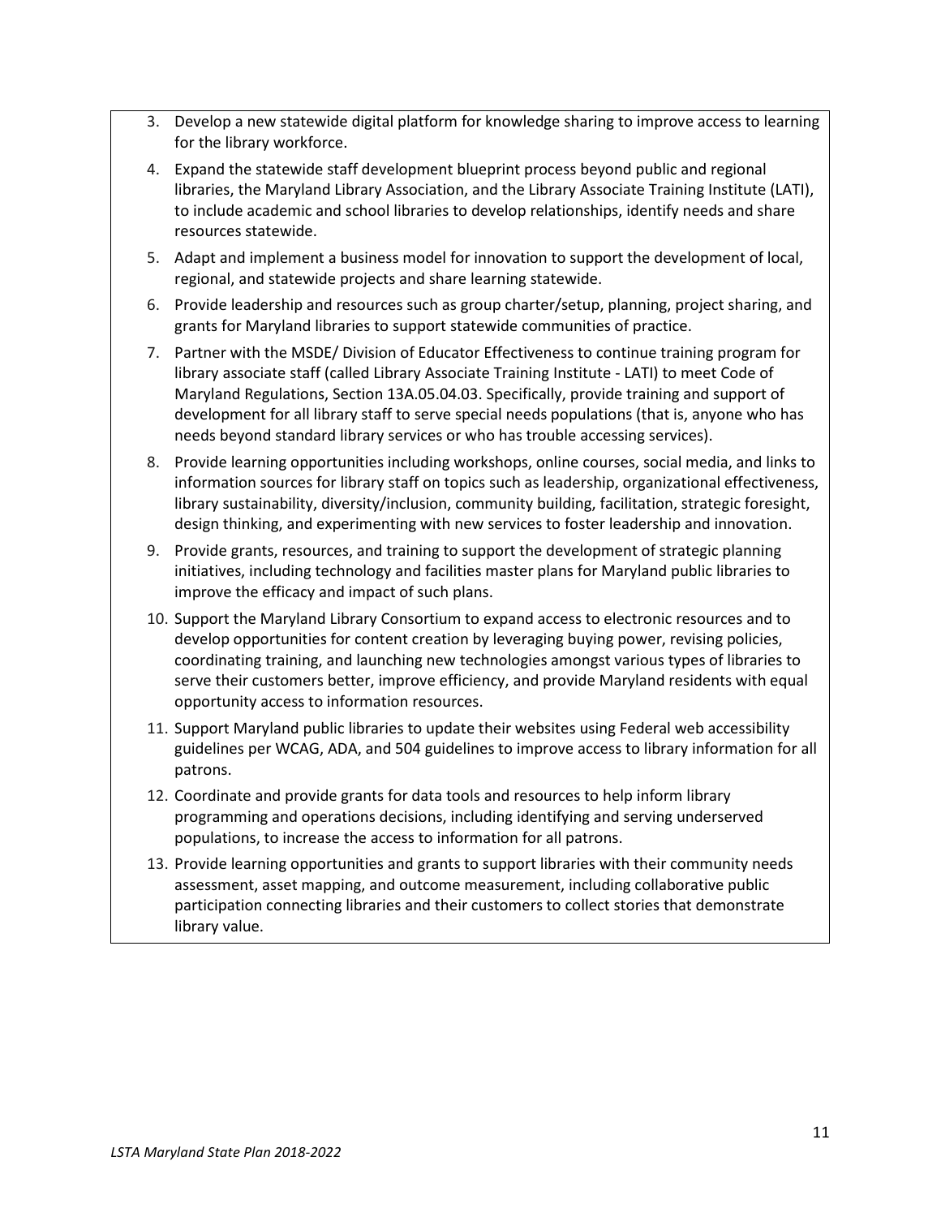3. Develop a new statewide digital platform for knowledge sharing to improve access to learning for the library workforce.
4. Expand the statewide staff development blueprint process beyond public and regional libraries, the Maryland Library Association, and the Library Associate Training Institute (LATI), to include academic and school libraries to develop relationships, identify needs and share resources statewide.
5. Adapt and implement a business model for innovation to support the development of local, regional, and statewide projects and share learning statewide.
6. Provide leadership and resources such as group charter/setup, planning, project sharing, and grants for Maryland libraries to support statewide communities of practice.
7. Partner with the MSDE/ Division of Educator Effectiveness to continue training program for library associate staff (called Library Associate Training Institute - LATI) to meet Code of Maryland Regulations, Section 13A.05.04.03. Specifically, provide training and support of development for all library staff to serve special needs populations (that is, anyone who has needs beyond standard library services or who has trouble accessing services).
8. Provide learning opportunities including workshops, online courses, social media, and links to information sources for library staff on topics such as leadership, organizational effectiveness, library sustainability, diversity/inclusion, community building, facilitation, strategic foresight, design thinking, and experimenting with new services to foster leadership and innovation.
9. Provide grants, resources, and training to support the development of strategic planning initiatives, including technology and facilities master plans for Maryland public libraries to improve the efficacy and impact of such plans.
10. Support the Maryland Library Consortium to expand access to electronic resources and to develop opportunities for content creation by leveraging buying power, revising policies, coordinating training, and launching new technologies amongst various types of libraries to serve their customers better, improve efficiency, and provide Maryland residents with equal opportunity access to information resources.
11. Support Maryland public libraries to update their websites using Federal web accessibility guidelines per WCAG, ADA, and 504 guidelines to improve access to library information for all patrons.
12. Coordinate and provide grants for data tools and resources to help inform library programming and operations decisions, including identifying and serving underserved populations, to increase the access to information for all patrons.
13. Provide learning opportunities and grants to support libraries with their community needs assessment, asset mapping, and outcome measurement, including collaborative public participation connecting libraries and their customers to collect stories that demonstrate library value.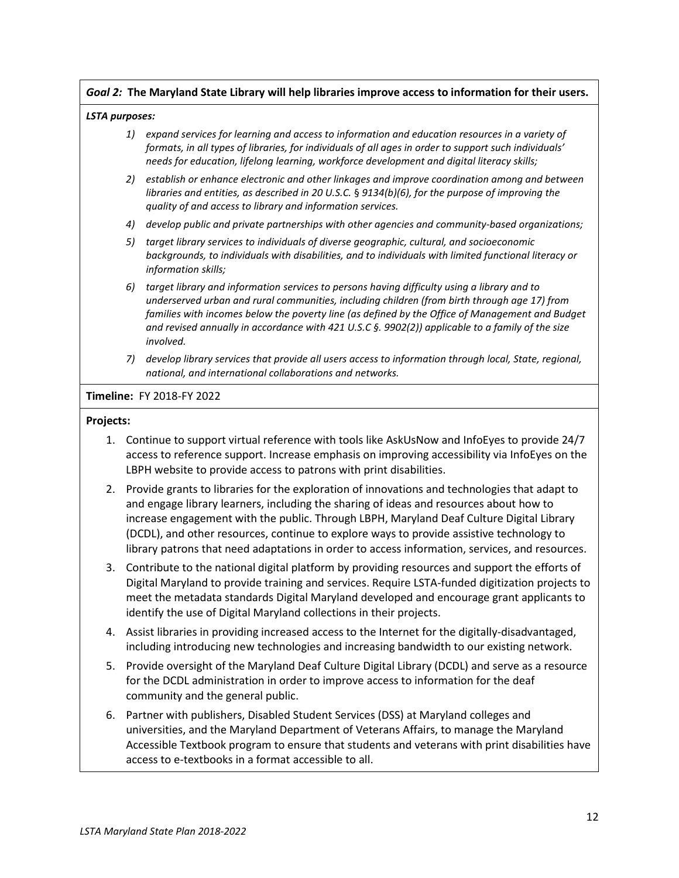***Goal 2:*** **The Maryland State Library will help libraries improve access to information for their users.**

***LSTA purposes:***

*1) expand services for learning and access to information and education resources in a variety of formats, in all types of libraries, for individuals of all ages in order to support such individuals' needs for education, lifelong learning, workforce development and digital literacy skills;*

*2) establish or enhance electronic and other linkages and improve coordination among and between libraries and entities, as described in 20 U.S.C. § 9134(b)(6), for the purpose of improving the quality of and access to library and information services.*

*4) develop public and private partnerships with other agencies and community-based organizations;*

*5) target library services to individuals of diverse geographic, cultural, and socioeconomic backgrounds, to individuals with disabilities, and to individuals with limited functional literacy or information skills;*

*6) target library and information services to persons having difficulty using a library and to underserved urban and rural communities, including children (from birth through age 17) from families with incomes below the poverty line (as defined by the Office of Management and Budget and revised annually in accordance with 421 U.S.C §. 9902(2)) applicable to a family of the size involved.*

*7) develop library services that provide all users access to information through local, State, regional, national, and international collaborations and networks.*

**Timeline:** FY 2018-FY 2022

**Projects:**

1. Continue to support virtual reference with tools like AskUsNow and InfoEyes to provide 24/7 access to reference support. Increase emphasis on improving accessibility via InfoEyes on the LBPH website to provide access to patrons with print disabilities.
2. Provide grants to libraries for the exploration of innovations and technologies that adapt to and engage library learners, including the sharing of ideas and resources about how to increase engagement with the public. Through LBPH, Maryland Deaf Culture Digital Library (DCDL), and other resources, continue to explore ways to provide assistive technology to library patrons that need adaptations in order to access information, services, and resources.
3. Contribute to the national digital platform by providing resources and support the efforts of Digital Maryland to provide training and services. Require LSTA-funded digitization projects to meet the metadata standards Digital Maryland developed and encourage grant applicants to identify the use of Digital Maryland collections in their projects.
4. Assist libraries in providing increased access to the Internet for the digitally-disadvantaged, including introducing new technologies and increasing bandwidth to our existing network.
5. Provide oversight of the Maryland Deaf Culture Digital Library (DCDL) and serve as a resource for the DCDL administration in order to improve access to information for the deaf community and the general public.
6. Partner with publishers, Disabled Student Services (DSS) at Maryland colleges and universities, and the Maryland Department of Veterans Affairs, to manage the Maryland Accessible Textbook program to ensure that students and veterans with print disabilities have access to e-textbooks in a format accessible to all.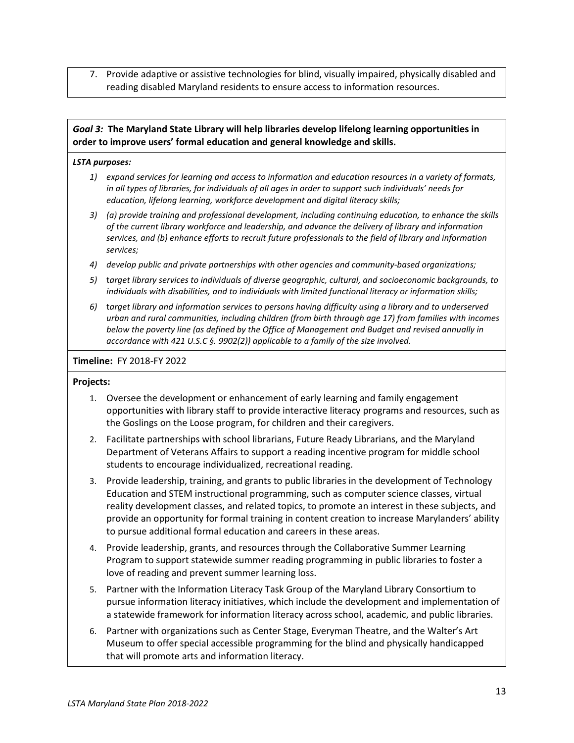7. Provide adaptive or assistive technologies for blind, visually impaired, physically disabled and reading disabled Maryland residents to ensure access to information resources.

***Goal 3:*** **The Maryland State Library will help libraries develop lifelong learning opportunities in order to improve users' formal education and general knowledge and skills.**

***LSTA purposes:***

1) *expand services for learning and access to information and education resources in a variety of formats, in all types of libraries, for individuals of all ages in order to support such individuals' needs for education, lifelong learning, workforce development and digital literacy skills;*
3) *(a) provide training and professional development, including continuing education, to enhance the skills of the current library workforce and leadership, and advance the delivery of library and information services, and (b) enhance efforts to recruit future professionals to the field of library and information services;*
4) *develop public and private partnerships with other agencies and community-based organizations;*
5) t*arget library services to individuals of diverse geographic, cultural, and socioeconomic backgrounds, to individuals with disabilities, and to individuals with limited functional literacy or information skills;*
6) t*arget library and information services to persons having difficulty using a library and to underserved urban and rural communities, including children (from birth through age 17) from families with incomes below the poverty line (as defined by the Office of Management and Budget and revised annually in accordance with 421 U.S.C §. 9902(2)) applicable to a family of the size involved.*

**Timeline:** FY 2018-FY 2022

**Projects:**

1. Oversee the development or enhancement of early learning and family engagement opportunities with library staff to provide interactive literacy programs and resources, such as the Goslings on the Loose program, for children and their caregivers.
2. Facilitate partnerships with school librarians, Future Ready Librarians, and the Maryland Department of Veterans Affairs to support a reading incentive program for middle school students to encourage individualized, recreational reading.
3. Provide leadership, training, and grants to public libraries in the development of Technology Education and STEM instructional programming, such as computer science classes, virtual reality development classes, and related topics, to promote an interest in these subjects, and provide an opportunity for formal training in content creation to increase Marylanders' ability to pursue additional formal education and careers in these areas.
4. Provide leadership, grants, and resources through the Collaborative Summer Learning Program to support statewide summer reading programming in public libraries to foster a love of reading and prevent summer learning loss.
5. Partner with the Information Literacy Task Group of the Maryland Library Consortium to pursue information literacy initiatives, which include the development and implementation of a statewide framework for information literacy across school, academic, and public libraries.
6. Partner with organizations such as Center Stage, Everyman Theatre, and the Walter's Art Museum to offer special accessible programming for the blind and physically handicapped that will promote arts and information literacy.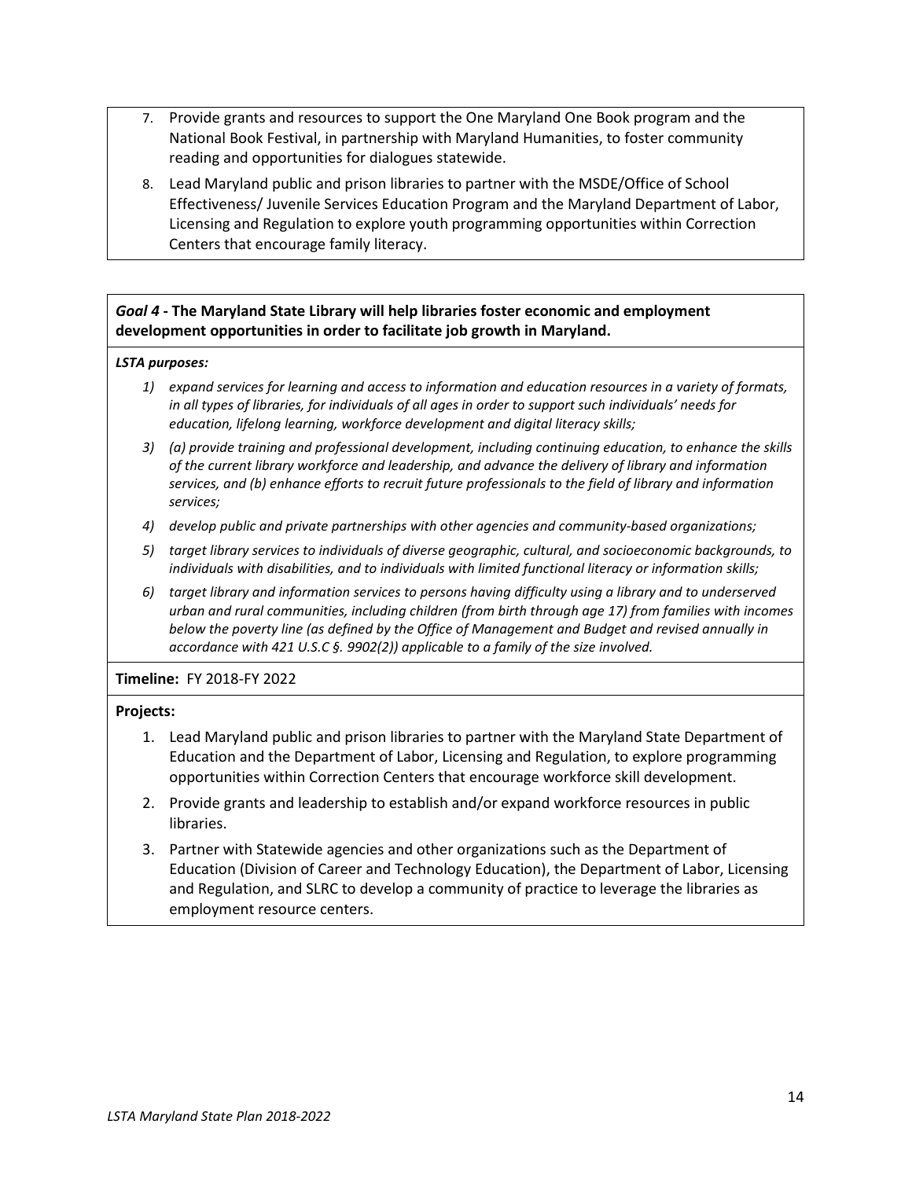7. Provide grants and resources to support the One Maryland One Book program and the National Book Festival, in partnership with Maryland Humanities, to foster community reading and opportunities for dialogues statewide.
8. Lead Maryland public and prison libraries to partner with the MSDE/Office of School Effectiveness/ Juvenile Services Education Program and the Maryland Department of Labor, Licensing and Regulation to explore youth programming opportunities within Correction Centers that encourage family literacy.

***Goal 4*** **- The Maryland State Library will help libraries foster economic and employment development opportunities in order to facilitate job growth in Maryland.**

***LSTA purposes:***

1) *expand services for learning and access to information and education resources in a variety of formats, in all types of libraries, for individuals of all ages in order to support such individuals' needs for education, lifelong learning, workforce development and digital literacy skills;*

3) *(a) provide training and professional development, including continuing education, to enhance the skills of the current library workforce and leadership, and advance the delivery of library and information services, and (b) enhance efforts to recruit future professionals to the field of library and information services;*

4) *develop public and private partnerships with other agencies and community-based organizations;*

5) *target library services to individuals of diverse geographic, cultural, and socioeconomic backgrounds, to individuals with disabilities, and to individuals with limited functional literacy or information skills;*

6) *target library and information services to persons having difficulty using a library and to underserved urban and rural communities, including children (from birth through age 17) from families with incomes below the poverty line (as defined by the Office of Management and Budget and revised annually in accordance with 421 U.S.C §. 9902(2)) applicable to a family of the size involved.*

**Timeline:** FY 2018-FY 2022

**Projects:**

1. Lead Maryland public and prison libraries to partner with the Maryland State Department of Education and the Department of Labor, Licensing and Regulation, to explore programming opportunities within Correction Centers that encourage workforce skill development.
2. Provide grants and leadership to establish and/or expand workforce resources in public libraries.
3. Partner with Statewide agencies and other organizations such as the Department of Education (Division of Career and Technology Education), the Department of Labor, Licensing and Regulation, and SLRC to develop a community of practice to leverage the libraries as employment resource centers.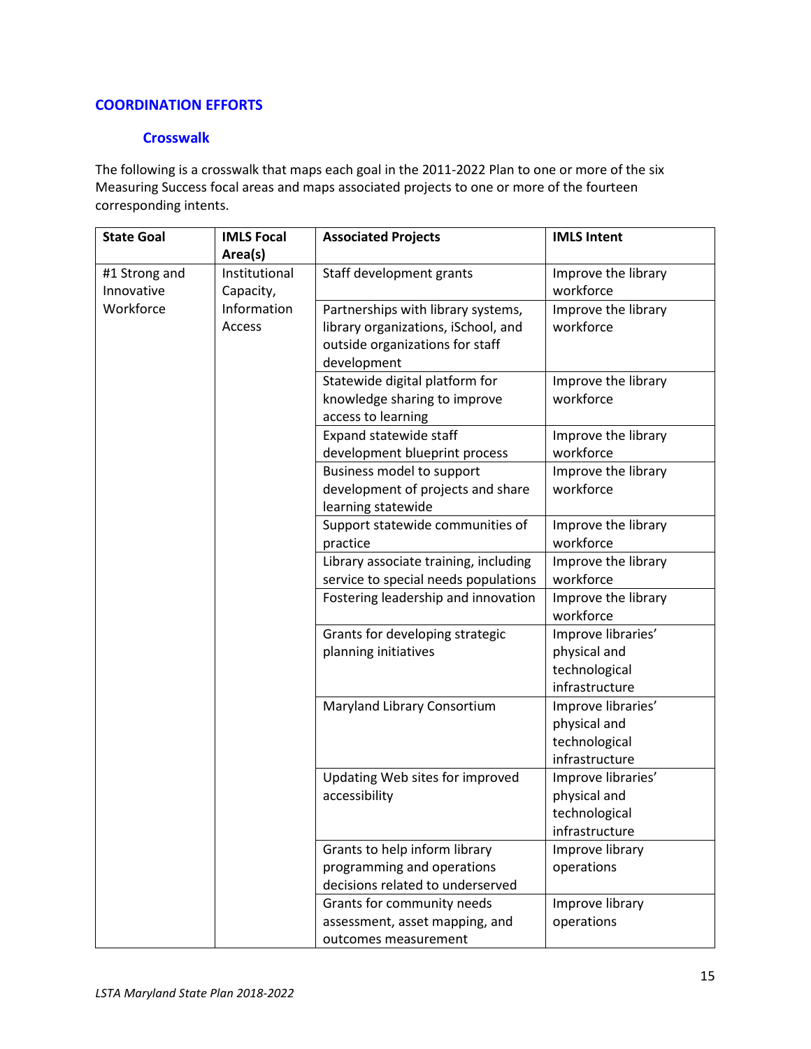## COORDINATION EFFORTS

### Crosswalk

The following is a crosswalk that maps each goal in the 2011-2022 Plan to one or more of the six Measuring Success focal areas and maps associated projects to one or more of the fourteen corresponding intents.

| State Goal | IMLS Focal Area(s) | Associated Projects | IMLS Intent |
|---|---|---|---|
| #1 Strong and Innovative Workforce | Institutional Capacity, Information Access | Staff development grants | Improve the library workforce |
| | | Partnerships with library systems, library organizations, iSchool, and outside organizations for staff development | Improve the library workforce |
| | | Statewide digital platform for knowledge sharing to improve access to learning | Improve the library workforce |
| | | Expand statewide staff development blueprint process | Improve the library workforce |
| | | Business model to support development of projects and share learning statewide | Improve the library workforce |
| | | Support statewide communities of practice | Improve the library workforce |
| | | Library associate training, including service to special needs populations | Improve the library workforce |
| | | Fostering leadership and innovation | Improve the library workforce |
| | | Grants for developing strategic planning initiatives | Improve libraries' physical and technological infrastructure |
| | | Maryland Library Consortium | Improve libraries' physical and technological infrastructure |
| | | Updating Web sites for improved accessibility | Improve libraries' physical and technological infrastructure |
| | | Grants to help inform library programming and operations decisions related to underserved | Improve library operations |
| | | Grants for community needs assessment, asset mapping, and outcomes measurement | Improve library operations |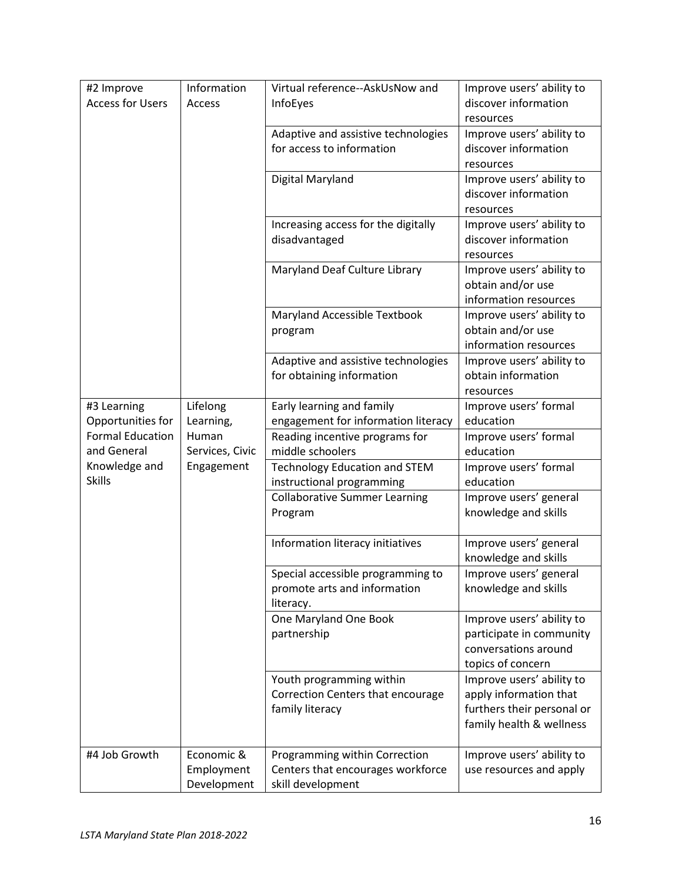| | | | |
|---|---|---|---|
| #2 Improve Access for Users | Information Access | Virtual reference--AskUsNow and InfoEyes | Improve users' ability to discover information resources |
| | | Adaptive and assistive technologies for access to information | Improve users' ability to discover information resources |
| | | Digital Maryland | Improve users' ability to discover information resources |
| | | Increasing access for the digitally disadvantaged | Improve users' ability to discover information resources |
| | | Maryland Deaf Culture Library | Improve users' ability to obtain and/or use information resources |
| | | Maryland Accessible Textbook program | Improve users' ability to obtain and/or use information resources |
| | | Adaptive and assistive technologies for obtaining information | Improve users' ability to obtain information resources |
| #3 Learning Opportunities for Formal Education and General Knowledge and Skills | Lifelong Learning, Human Services, Civic Engagement | Early learning and family engagement for information literacy | Improve users' formal education |
| | | Reading incentive programs for middle schoolers | Improve users' formal education |
| | | Technology Education and STEM instructional programming | Improve users' formal education |
| | | Collaborative Summer Learning Program | Improve users' general knowledge and skills |
| | | Information literacy initiatives | Improve users' general knowledge and skills |
| | | Special accessible programming to promote arts and information literacy. | Improve users' general knowledge and skills |
| | | One Maryland One Book partnership | Improve users' ability to participate in community conversations around topics of concern |
| | | Youth programming within Correction Centers that encourage family literacy | Improve users' ability to apply information that furthers their personal or family health & wellness |
| #4 Job Growth | Economic & Employment Development | Programming within Correction Centers that encourages workforce skill development | Improve users' ability to use resources and apply |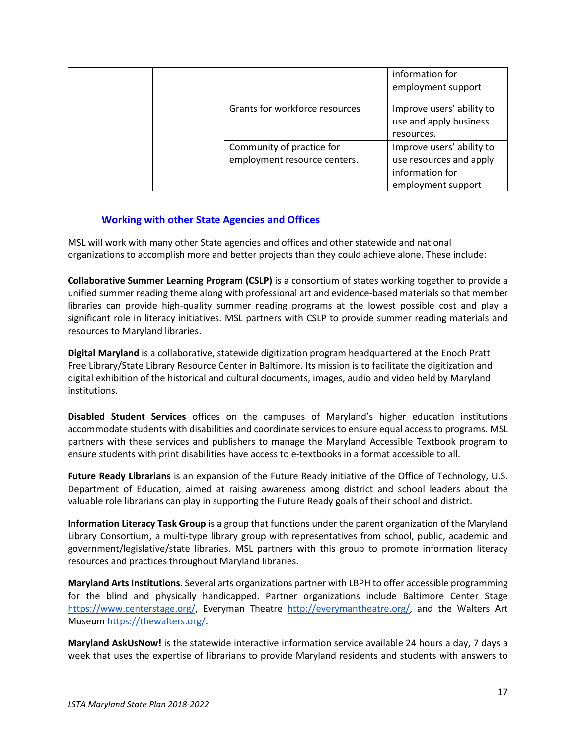| | | | information for employment support |
|---|---|---|---|
| | | Grants for workforce resources | Improve users' ability to use and apply business resources. |
| | | Community of practice for employment resource centers. | Improve users' ability to use resources and apply information for employment support |

### Working with other State Agencies and Offices

MSL will work with many other State agencies and offices and other statewide and national organizations to accomplish more and better projects than they could achieve alone. These include:

**Collaborative Summer Learning Program (CSLP)** is a consortium of states working together to provide a unified summer reading theme along with professional art and evidence-based materials so that member libraries can provide high-quality summer reading programs at the lowest possible cost and play a significant role in literacy initiatives. MSL partners with CSLP to provide summer reading materials and resources to Maryland libraries.

**Digital Maryland** is a collaborative, statewide digitization program headquartered at the Enoch Pratt Free Library/State Library Resource Center in Baltimore. Its mission is to facilitate the digitization and digital exhibition of the historical and cultural documents, images, audio and video held by Maryland institutions.

**Disabled Student Services** offices on the campuses of Maryland's higher education institutions accommodate students with disabilities and coordinate services to ensure equal access to programs. MSL partners with these services and publishers to manage the Maryland Accessible Textbook program to ensure students with print disabilities have access to e-textbooks in a format accessible to all.

**Future Ready Librarians** is an expansion of the Future Ready initiative of the Office of Technology, U.S. Department of Education, aimed at raising awareness among district and school leaders about the valuable role librarians can play in supporting the Future Ready goals of their school and district.

**Information Literacy Task Group** is a group that functions under the parent organization of the Maryland Library Consortium, a multi-type library group with representatives from school, public, academic and government/legislative/state libraries. MSL partners with this group to promote information literacy resources and practices throughout Maryland libraries.

**Maryland Arts Institutions**. Several arts organizations partner with LBPH to offer accessible programming for the blind and physically handicapped. Partner organizations include Baltimore Center Stage https://www.centerstage.org/, Everyman Theatre http://everymantheatre.org/, and the Walters Art Museum https://thewalters.org/.

**Maryland AskUsNow!** is the statewide interactive information service available 24 hours a day, 7 days a week that uses the expertise of librarians to provide Maryland residents and students with answers to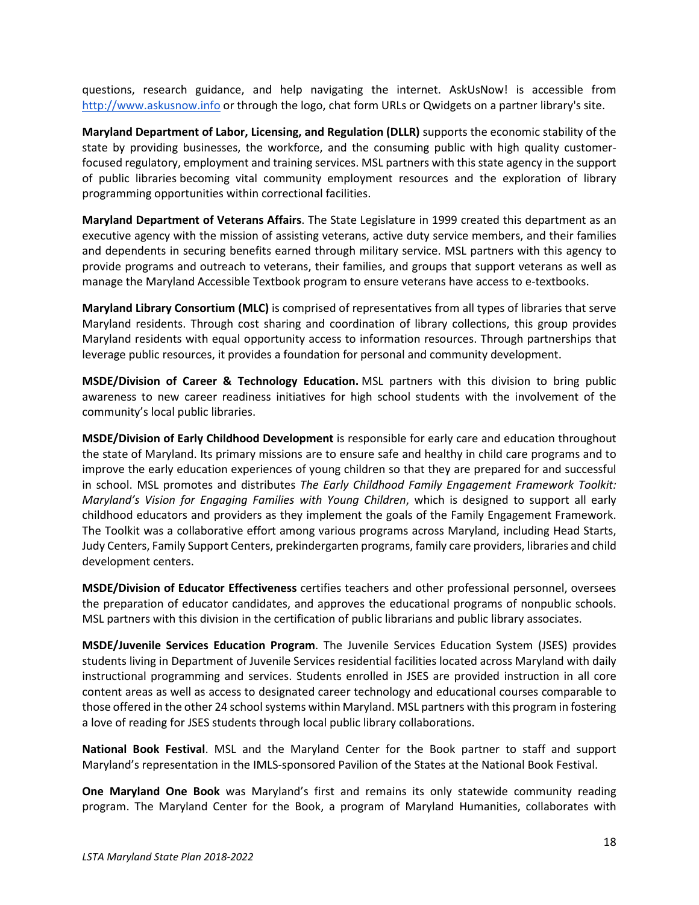questions, research guidance, and help navigating the internet. AskUsNow! is accessible from [http://www.askusnow.info](http://www.askusnow.info) or through the logo, chat form URLs or Qwidgets on a partner library's site.

**Maryland Department of Labor, Licensing, and Regulation (DLLR)** supports the economic stability of the state by providing businesses, the workforce, and the consuming public with high quality customer-focused regulatory, employment and training services. MSL partners with this state agency in the support of public libraries becoming vital community employment resources and the exploration of library programming opportunities within correctional facilities.

**Maryland Department of Veterans Affairs**. The State Legislature in 1999 created this department as an executive agency with the mission of assisting veterans, active duty service members, and their families and dependents in securing benefits earned through military service. MSL partners with this agency to provide programs and outreach to veterans, their families, and groups that support veterans as well as manage the Maryland Accessible Textbook program to ensure veterans have access to e-textbooks.

**Maryland Library Consortium (MLC)** is comprised of representatives from all types of libraries that serve Maryland residents. Through cost sharing and coordination of library collections, this group provides Maryland residents with equal opportunity access to information resources. Through partnerships that leverage public resources, it provides a foundation for personal and community development.

**MSDE/Division of Career & Technology Education.** MSL partners with this division to bring public awareness to new career readiness initiatives for high school students with the involvement of the community's local public libraries.

**MSDE/Division of Early Childhood Development** is responsible for early care and education throughout the state of Maryland. Its primary missions are to ensure safe and healthy in child care programs and to improve the early education experiences of young children so that they are prepared for and successful in school. MSL promotes and distributes *The Early Childhood Family Engagement Framework Toolkit: Maryland's Vision for Engaging Families with Young Children*, which is designed to support all early childhood educators and providers as they implement the goals of the Family Engagement Framework. The Toolkit was a collaborative effort among various programs across Maryland, including Head Starts, Judy Centers, Family Support Centers, prekindergarten programs, family care providers, libraries and child development centers.

**MSDE/Division of Educator Effectiveness** certifies teachers and other professional personnel, oversees the preparation of educator candidates, and approves the educational programs of nonpublic schools. MSL partners with this division in the certification of public librarians and public library associates.

**MSDE/Juvenile Services Education Program**. The Juvenile Services Education System (JSES) provides students living in Department of Juvenile Services residential facilities located across Maryland with daily instructional programming and services. Students enrolled in JSES are provided instruction in all core content areas as well as access to designated career technology and educational courses comparable to those offered in the other 24 school systems within Maryland. MSL partners with this program in fostering a love of reading for JSES students through local public library collaborations.

**National Book Festival**. MSL and the Maryland Center for the Book partner to staff and support Maryland's representation in the IMLS-sponsored Pavilion of the States at the National Book Festival.

**One Maryland One Book** was Maryland's first and remains its only statewide community reading program. The Maryland Center for the Book, a program of Maryland Humanities, collaborates with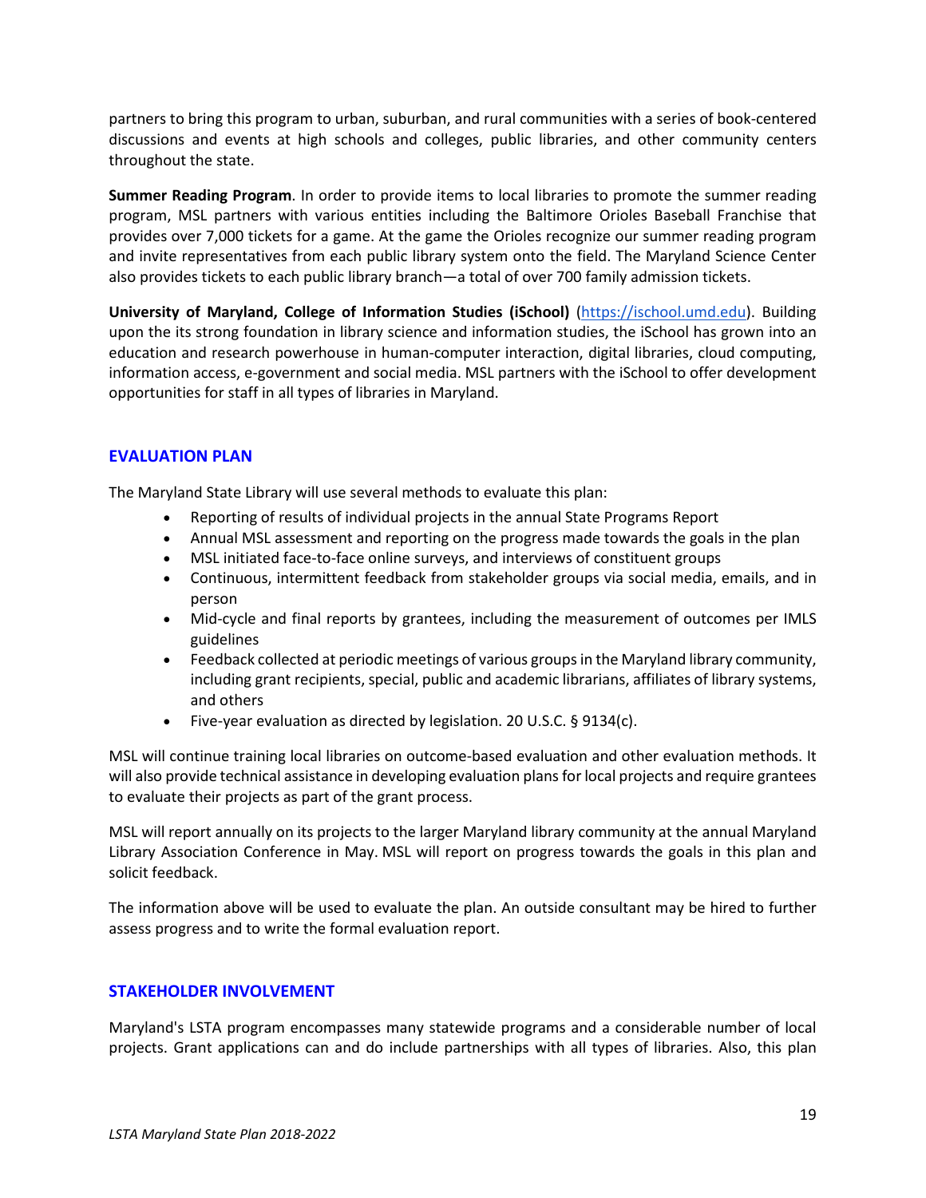partners to bring this program to urban, suburban, and rural communities with a series of book-centered discussions and events at high schools and colleges, public libraries, and other community centers throughout the state.

**Summer Reading Program**. In order to provide items to local libraries to promote the summer reading program, MSL partners with various entities including the Baltimore Orioles Baseball Franchise that provides over 7,000 tickets for a game. At the game the Orioles recognize our summer reading program and invite representatives from each public library system onto the field. The Maryland Science Center also provides tickets to each public library branch—a total of over 700 family admission tickets.

**University of Maryland, College of Information Studies (iSchool)** (https://ischool.umd.edu). Building upon the its strong foundation in library science and information studies, the iSchool has grown into an education and research powerhouse in human-computer interaction, digital libraries, cloud computing, information access, e-government and social media. MSL partners with the iSchool to offer development opportunities for staff in all types of libraries in Maryland.

## EVALUATION PLAN

The Maryland State Library will use several methods to evaluate this plan:

- Reporting of results of individual projects in the annual State Programs Report
- Annual MSL assessment and reporting on the progress made towards the goals in the plan
- MSL initiated face-to-face online surveys, and interviews of constituent groups
- Continuous, intermittent feedback from stakeholder groups via social media, emails, and in person
- Mid-cycle and final reports by grantees, including the measurement of outcomes per IMLS guidelines
- Feedback collected at periodic meetings of various groups in the Maryland library community, including grant recipients, special, public and academic librarians, affiliates of library systems, and others
- Five-year evaluation as directed by legislation. 20 U.S.C. § 9134(c).

MSL will continue training local libraries on outcome-based evaluation and other evaluation methods. It will also provide technical assistance in developing evaluation plans for local projects and require grantees to evaluate their projects as part of the grant process.

MSL will report annually on its projects to the larger Maryland library community at the annual Maryland Library Association Conference in May. MSL will report on progress towards the goals in this plan and solicit feedback.

The information above will be used to evaluate the plan. An outside consultant may be hired to further assess progress and to write the formal evaluation report.

## STAKEHOLDER INVOLVEMENT

Maryland's LSTA program encompasses many statewide programs and a considerable number of local projects. Grant applications can and do include partnerships with all types of libraries. Also, this plan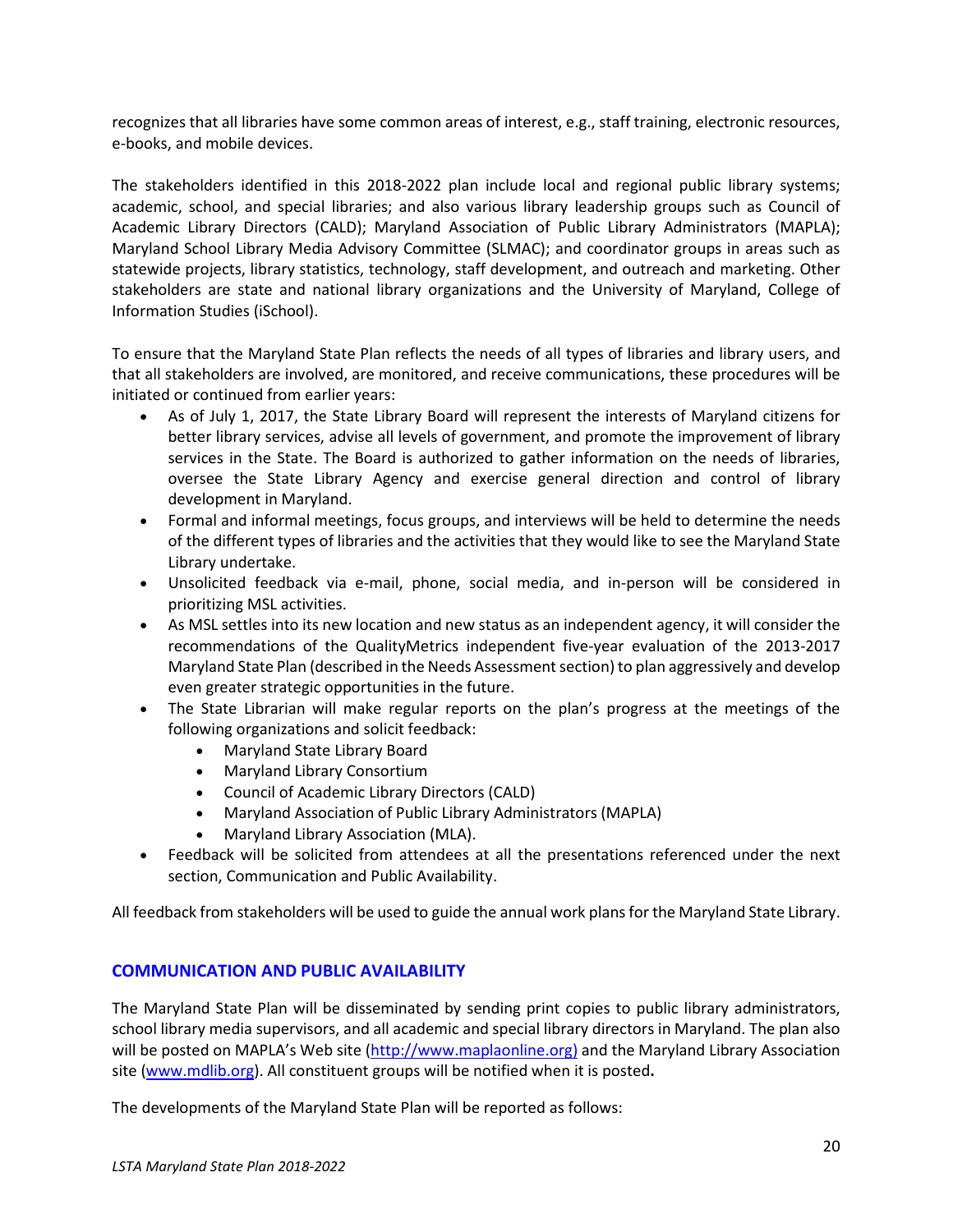recognizes that all libraries have some common areas of interest, e.g., staff training, electronic resources, e-books, and mobile devices.

The stakeholders identified in this 2018-2022 plan include local and regional public library systems; academic, school, and special libraries; and also various library leadership groups such as Council of Academic Library Directors (CALD); Maryland Association of Public Library Administrators (MAPLA); Maryland School Library Media Advisory Committee (SLMAC); and coordinator groups in areas such as statewide projects, library statistics, technology, staff development, and outreach and marketing. Other stakeholders are state and national library organizations and the University of Maryland, College of Information Studies (iSchool).

To ensure that the Maryland State Plan reflects the needs of all types of libraries and library users, and that all stakeholders are involved, are monitored, and receive communications, these procedures will be initiated or continued from earlier years:

- As of July 1, 2017, the State Library Board will represent the interests of Maryland citizens for better library services, advise all levels of government, and promote the improvement of library services in the State. The Board is authorized to gather information on the needs of libraries, oversee the State Library Agency and exercise general direction and control of library development in Maryland.
- Formal and informal meetings, focus groups, and interviews will be held to determine the needs of the different types of libraries and the activities that they would like to see the Maryland State Library undertake.
- Unsolicited feedback via e-mail, phone, social media, and in-person will be considered in prioritizing MSL activities.
- As MSL settles into its new location and new status as an independent agency, it will consider the recommendations of the QualityMetrics independent five-year evaluation of the 2013-2017 Maryland State Plan (described in the Needs Assessment section) to plan aggressively and develop even greater strategic opportunities in the future.
- The State Librarian will make regular reports on the plan's progress at the meetings of the following organizations and solicit feedback:
    - Maryland State Library Board
    - Maryland Library Consortium
    - Council of Academic Library Directors (CALD)
    - Maryland Association of Public Library Administrators (MAPLA)
    - Maryland Library Association (MLA).
- Feedback will be solicited from attendees at all the presentations referenced under the next section, Communication and Public Availability.

All feedback from stakeholders will be used to guide the annual work plans for the Maryland State Library.

## COMMUNICATION AND PUBLIC AVAILABILITY

The Maryland State Plan will be disseminated by sending print copies to public library administrators, school library media supervisors, and all academic and special library directors in Maryland. The plan also will be posted on MAPLA's Web site (http://www.maplaonline.org) and the Maryland Library Association site (www.mdlib.org). All constituent groups will be notified when it is posted**.**

The developments of the Maryland State Plan will be reported as follows: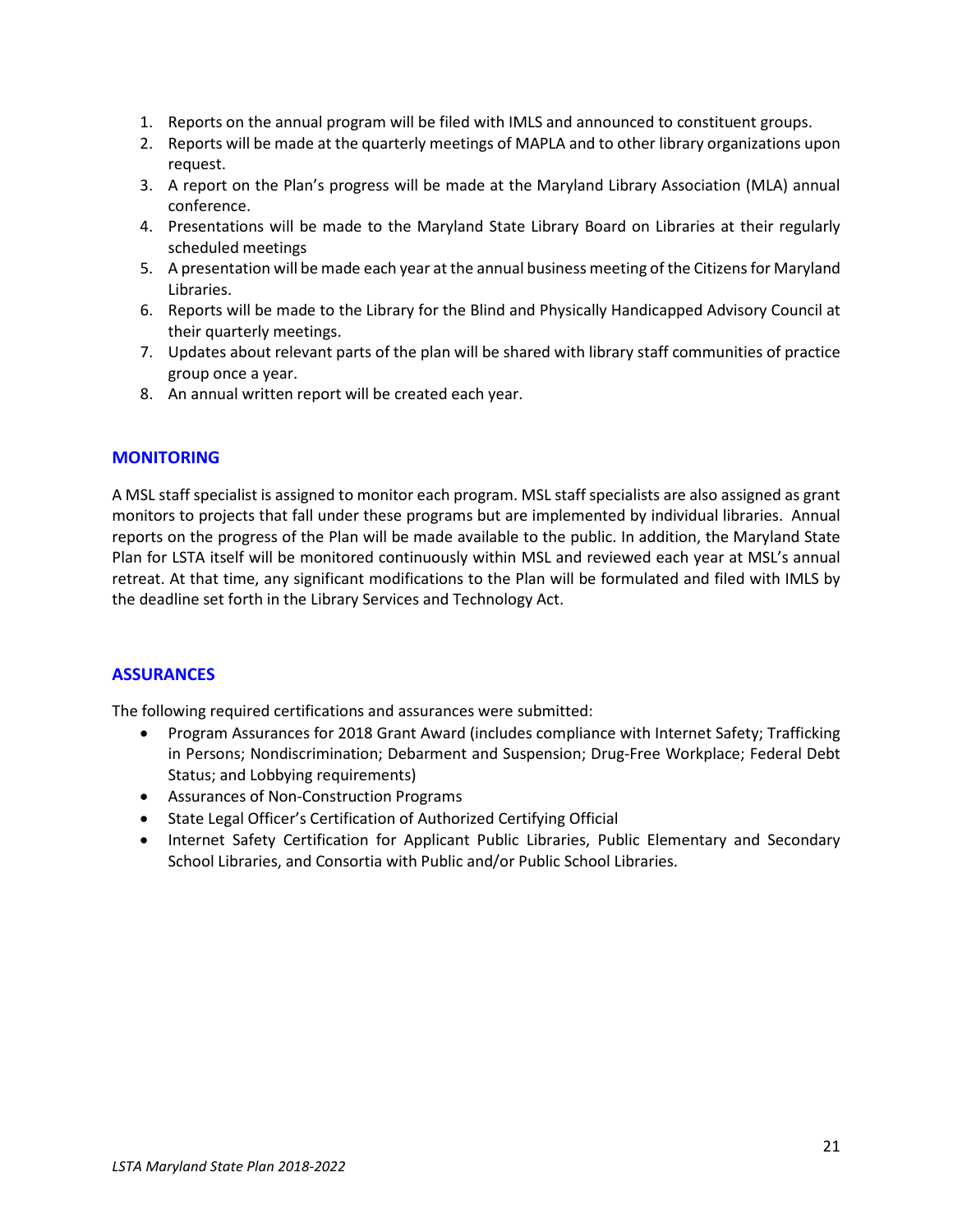1. Reports on the annual program will be filed with IMLS and announced to constituent groups.
2. Reports will be made at the quarterly meetings of MAPLA and to other library organizations upon request.
3. A report on the Plan's progress will be made at the Maryland Library Association (MLA) annual conference.
4. Presentations will be made to the Maryland State Library Board on Libraries at their regularly scheduled meetings
5. A presentation will be made each year at the annual business meeting of the Citizens for Maryland Libraries.
6. Reports will be made to the Library for the Blind and Physically Handicapped Advisory Council at their quarterly meetings.
7. Updates about relevant parts of the plan will be shared with library staff communities of practice group once a year.
8. An annual written report will be created each year.

## MONITORING

A MSL staff specialist is assigned to monitor each program. MSL staff specialists are also assigned as grant monitors to projects that fall under these programs but are implemented by individual libraries. Annual reports on the progress of the Plan will be made available to the public. In addition, the Maryland State Plan for LSTA itself will be monitored continuously within MSL and reviewed each year at MSL's annual retreat. At that time, any significant modifications to the Plan will be formulated and filed with IMLS by the deadline set forth in the Library Services and Technology Act.

## ASSURANCES

The following required certifications and assurances were submitted:

- Program Assurances for 2018 Grant Award (includes compliance with Internet Safety; Trafficking in Persons; Nondiscrimination; Debarment and Suspension; Drug-Free Workplace; Federal Debt Status; and Lobbying requirements)
- Assurances of Non-Construction Programs
- State Legal Officer's Certification of Authorized Certifying Official
- Internet Safety Certification for Applicant Public Libraries, Public Elementary and Secondary School Libraries, and Consortia with Public and/or Public School Libraries.